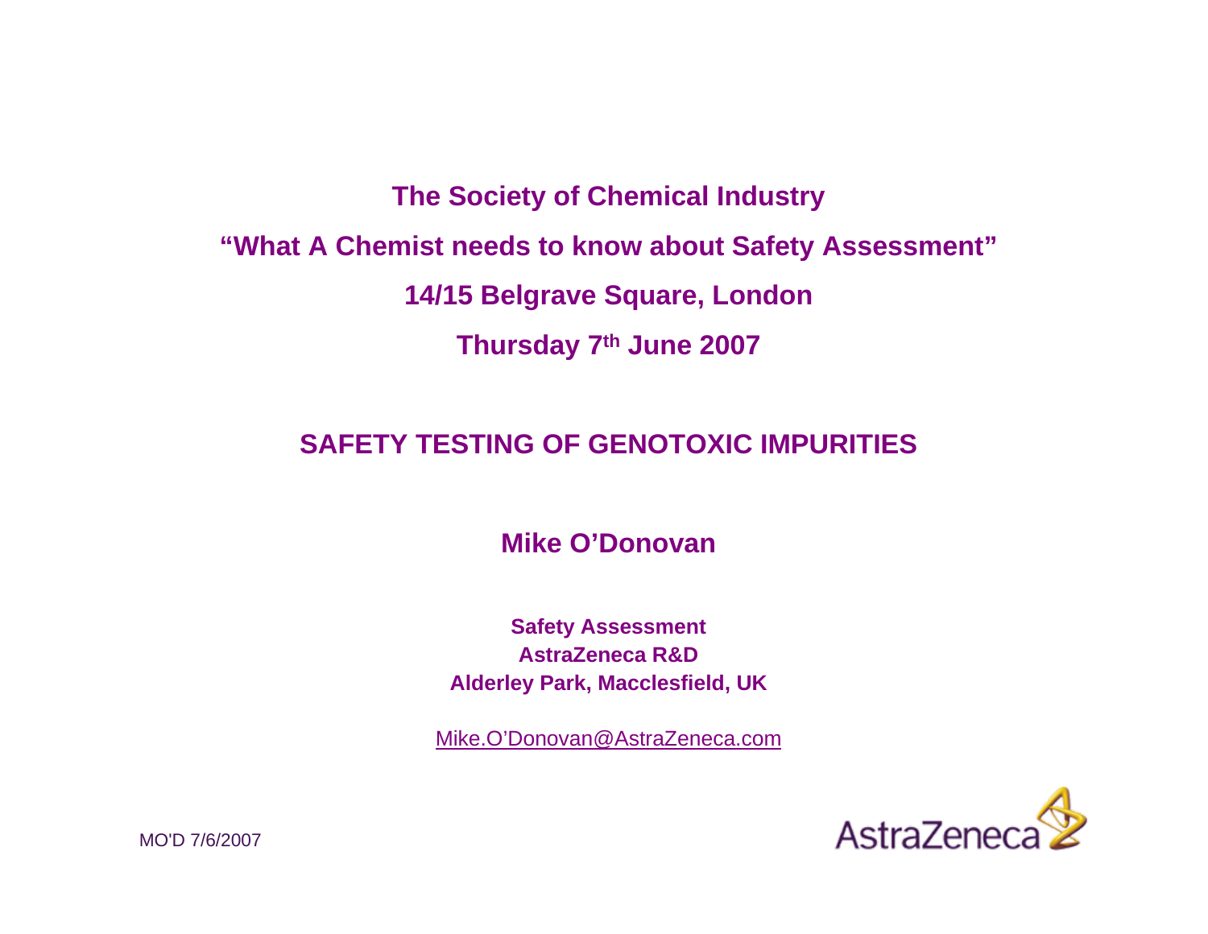**The Society of Chemical Industry**

**"What A Chemist needs to know about Safety Assessment"**

**14/15 Belgrave Square, London**

**Thursday 7th June 2007**

# SAFETY TESTING OF GENOTOXIC IMPURITIES

**Mike O'Donovan**

**Safety Assessment**
**AstraZeneca R&D**
**Alderley Park, Macclesfield, UK**

Mike.O'Donovan@AstraZeneca.com

MO'D 7/6/2007

AstraZeneca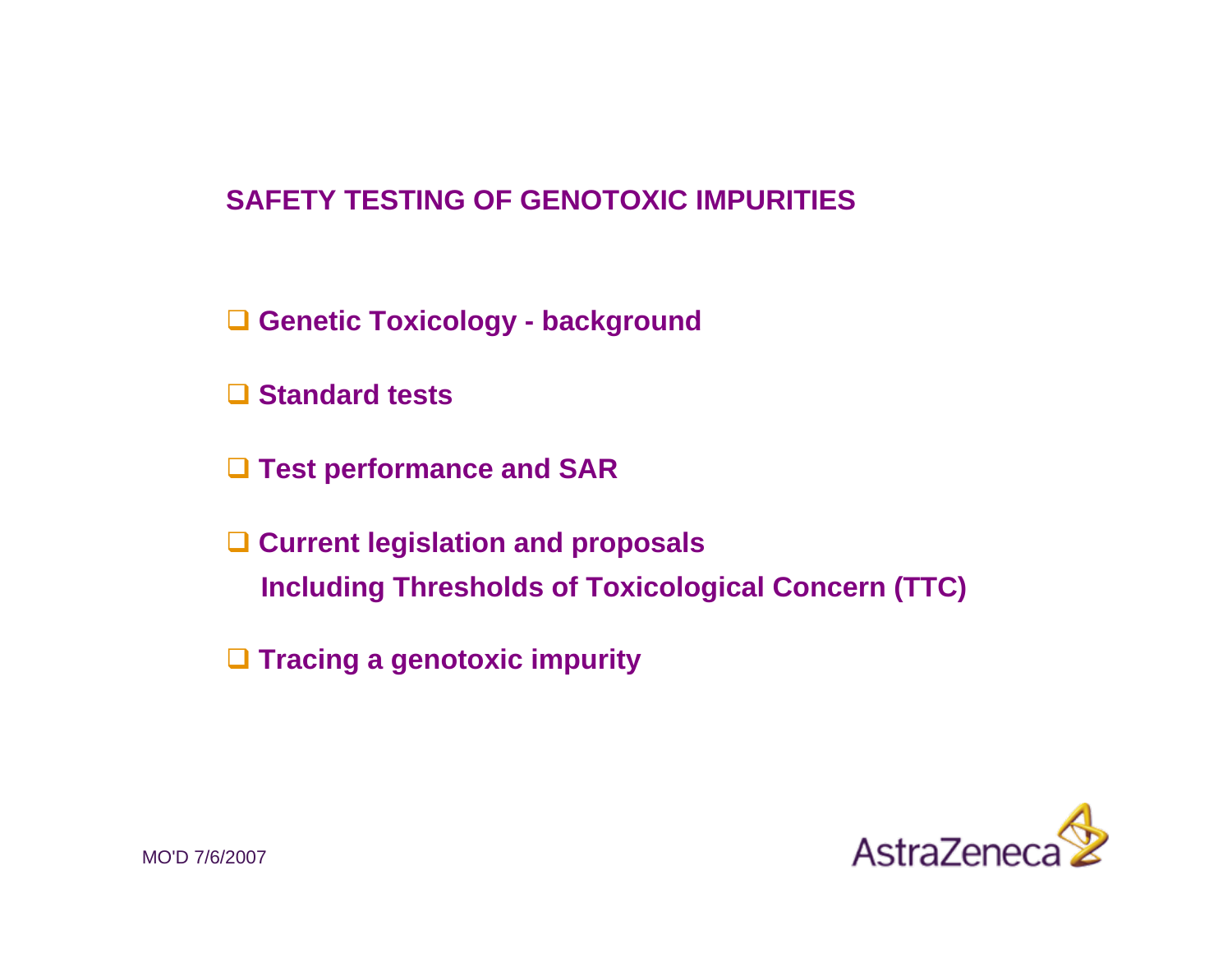# SAFETY TESTING OF GENOTOXIC IMPURITIES

- **Genetic Toxicology - background**
- **Standard tests**
- **Test performance and SAR**
- **Current legislation and proposals**
  **Including Thresholds of Toxicological Concern (TTC)**
- **Tracing a genotoxic impurity**

MO'D 7/6/2007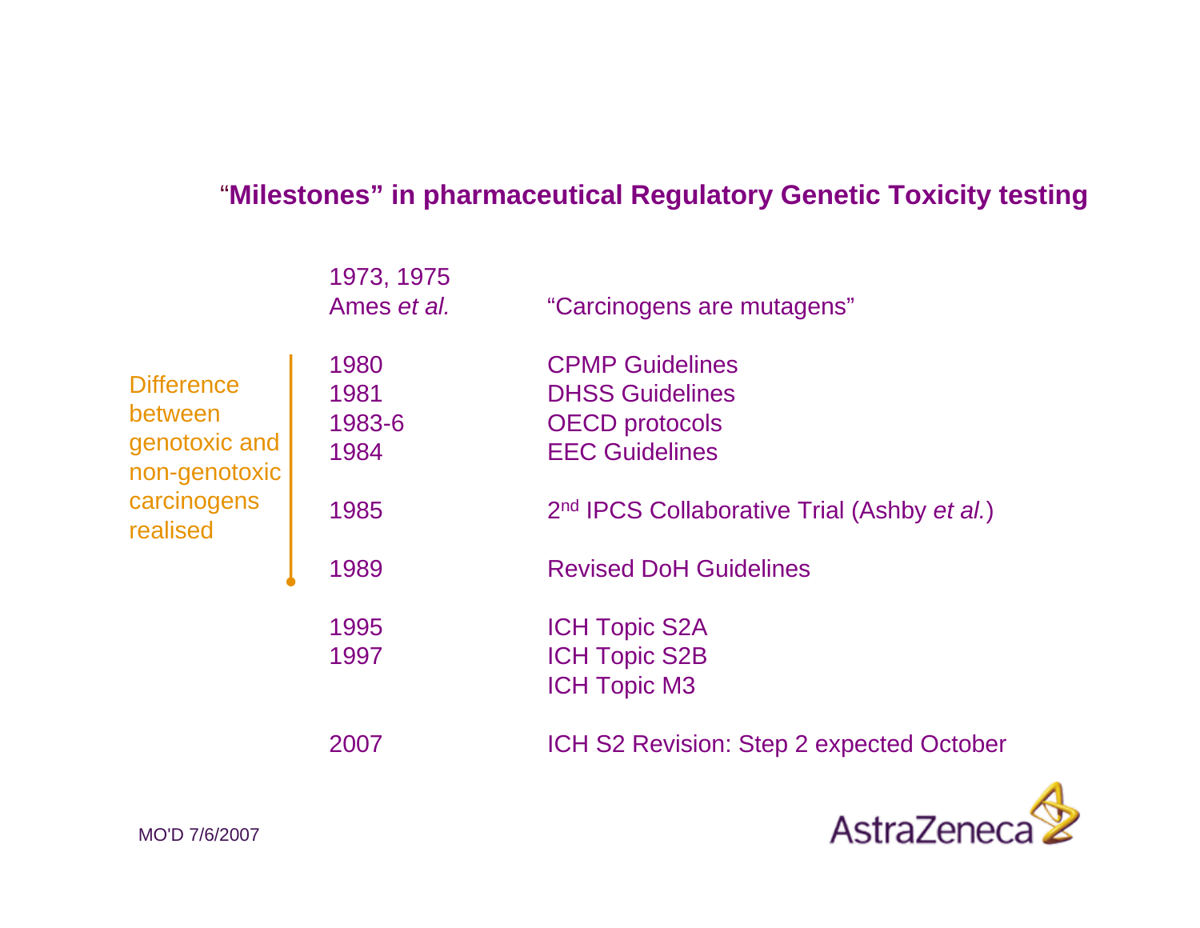## "Milestones" in pharmaceutical Regulatory Genetic Toxicity testing

| Year | Milestone |
| --- | --- |
| 1973, 1975 Ames *et al.* | "Carcinogens are mutagens" |
| 1980 | CPMP Guidelines |
| 1981 | DHSS Guidelines |
| 1983-6 | OECD protocols |
| 1984 | EEC Guidelines |
| 1985 | 2nd IPCS Collaborative Trial (Ashby *et al.*) |
| 1989 | Revised DoH Guidelines |
| 1995 | ICH Topic S2A |
| 1997 | ICH Topic S2B |
| | ICH Topic M3 |
| 2007 | ICH S2 Revision: Step 2 expected October |

Difference between genotoxic and non-genotoxic carcinogens realised (1980–1989)

MO'D 7/6/2007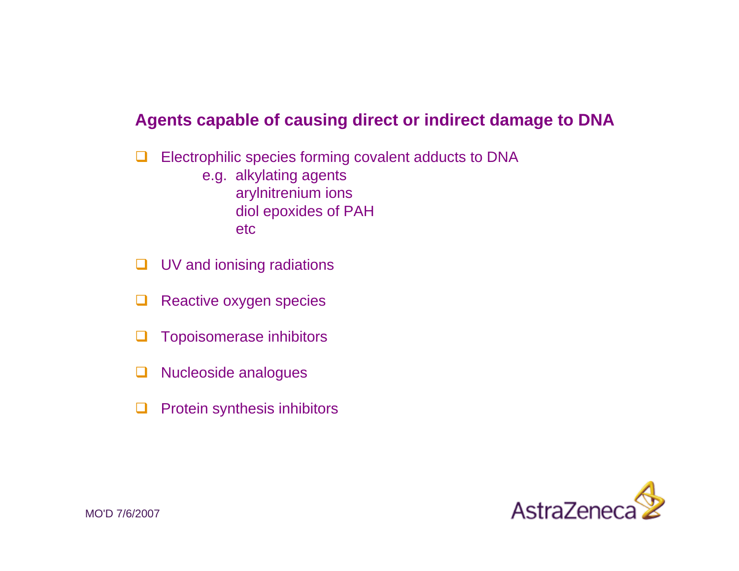## Agents capable of causing direct or indirect damage to DNA

- Electrophilic species forming covalent adducts to DNA
  - e.g. alkylating agents
  - arylnitrenium ions
  - diol epoxides of PAH
  - etc
- UV and ionising radiations
- Reactive oxygen species
- Topoisomerase inhibitors
- Nucleoside analogues
- Protein synthesis inhibitors

MO'D 7/6/2007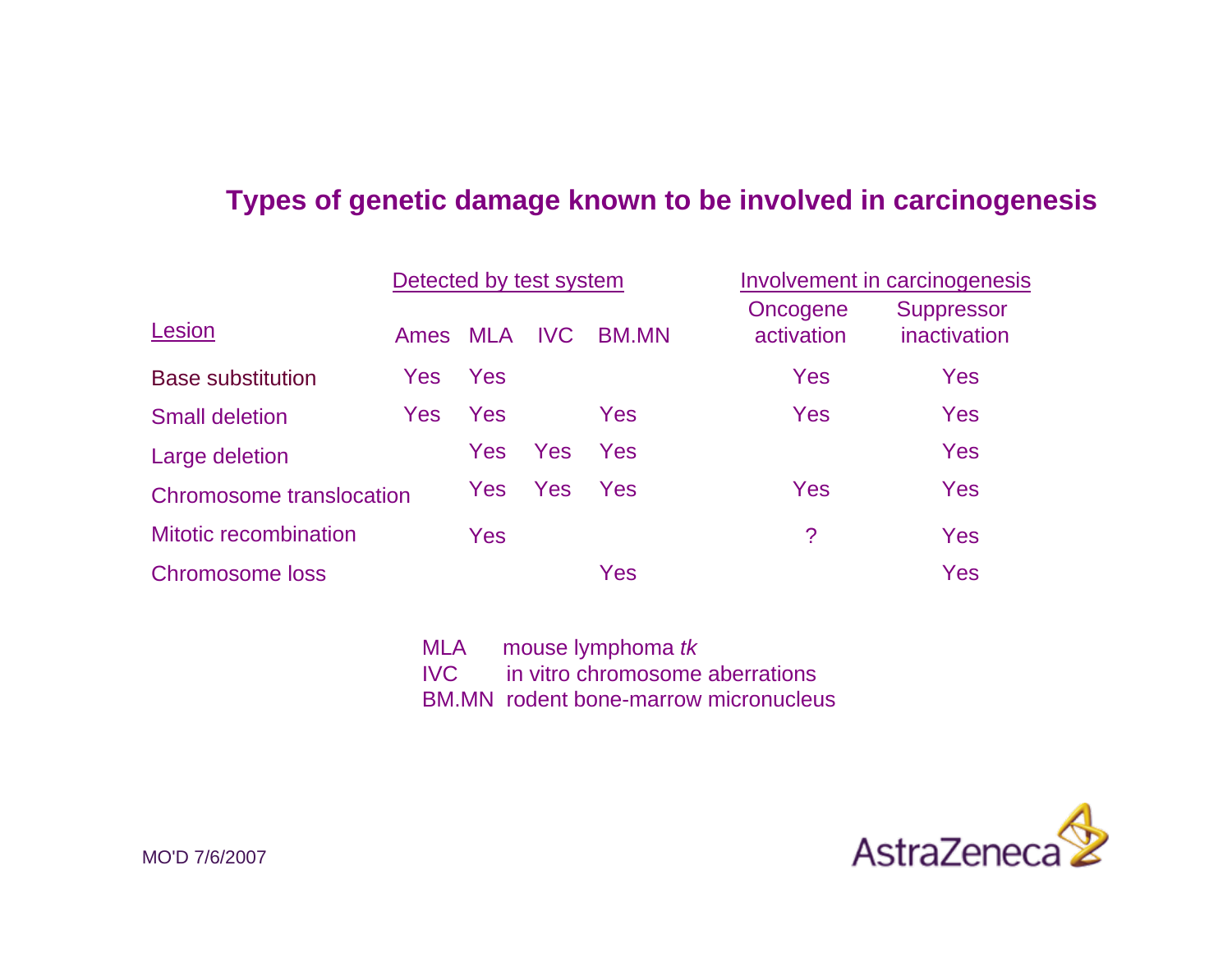# Types of genetic damage known to be involved in carcinogenesis

| Lesion | Detected by test system | | | | Involvement in carcinogenesis | |
|---|---|---|---|---|---|---|
| | Ames | MLA | IVC | BM.MN | Oncogene activation | Suppressor inactivation |
| Base substitution | Yes | Yes | | | Yes | Yes |
| Small deletion | Yes | Yes | | Yes | Yes | Yes |
| Large deletion | | Yes | Yes | Yes | | Yes |
| Chromosome translocation | | Yes | Yes | Yes | Yes | Yes |
| Mitotic recombination | | Yes | | | ? | Yes |
| Chromosome loss | | | | Yes | | Yes |

MLA mouse lymphoma *tk*
IVC in vitro chromosome aberrations
BM.MN rodent bone-marrow micronucleus

MO'D 7/6/2007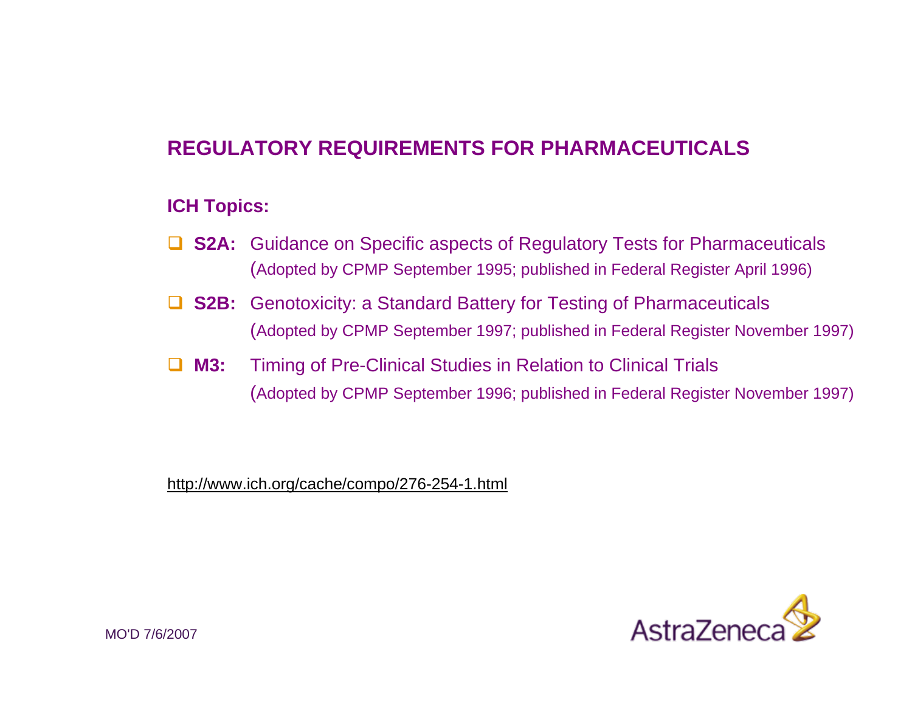## REGULATORY REQUIREMENTS FOR PHARMACEUTICALS

### ICH Topics:

- **S2A:** Guidance on Specific aspects of Regulatory Tests for Pharmaceuticals
  (Adopted by CPMP September 1995; published in Federal Register April 1996)
- **S2B:** Genotoxicity: a Standard Battery for Testing of Pharmaceuticals
  (Adopted by CPMP September 1997; published in Federal Register November 1997)
- **M3:** Timing of Pre-Clinical Studies in Relation to Clinical Trials
  (Adopted by CPMP September 1996; published in Federal Register November 1997)

http://www.ich.org/cache/compo/276-254-1.html

MO'D 7/6/2007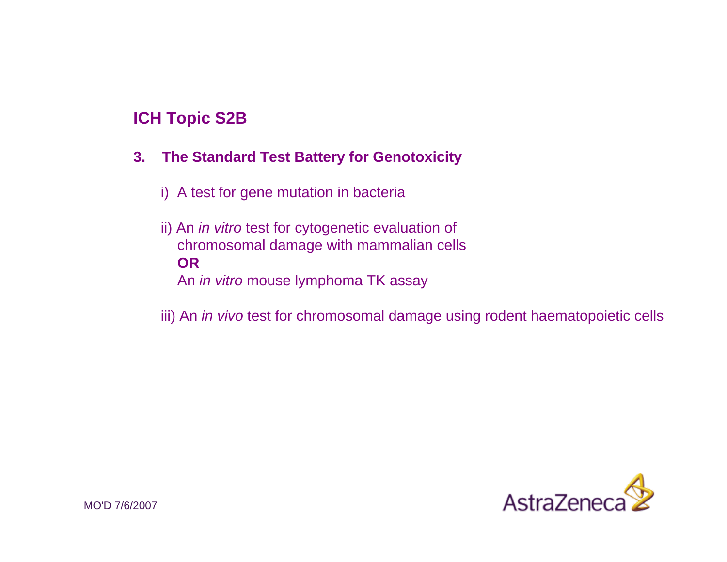# ICH Topic S2B

## 3. The Standard Test Battery for Genotoxicity

i) A test for gene mutation in bacteria

ii) An *in vitro* test for cytogenetic evaluation of chromosomal damage with mammalian cells
**OR**
An *in vitro* mouse lymphoma TK assay

iii) An *in vivo* test for chromosomal damage using rodent haematopoietic cells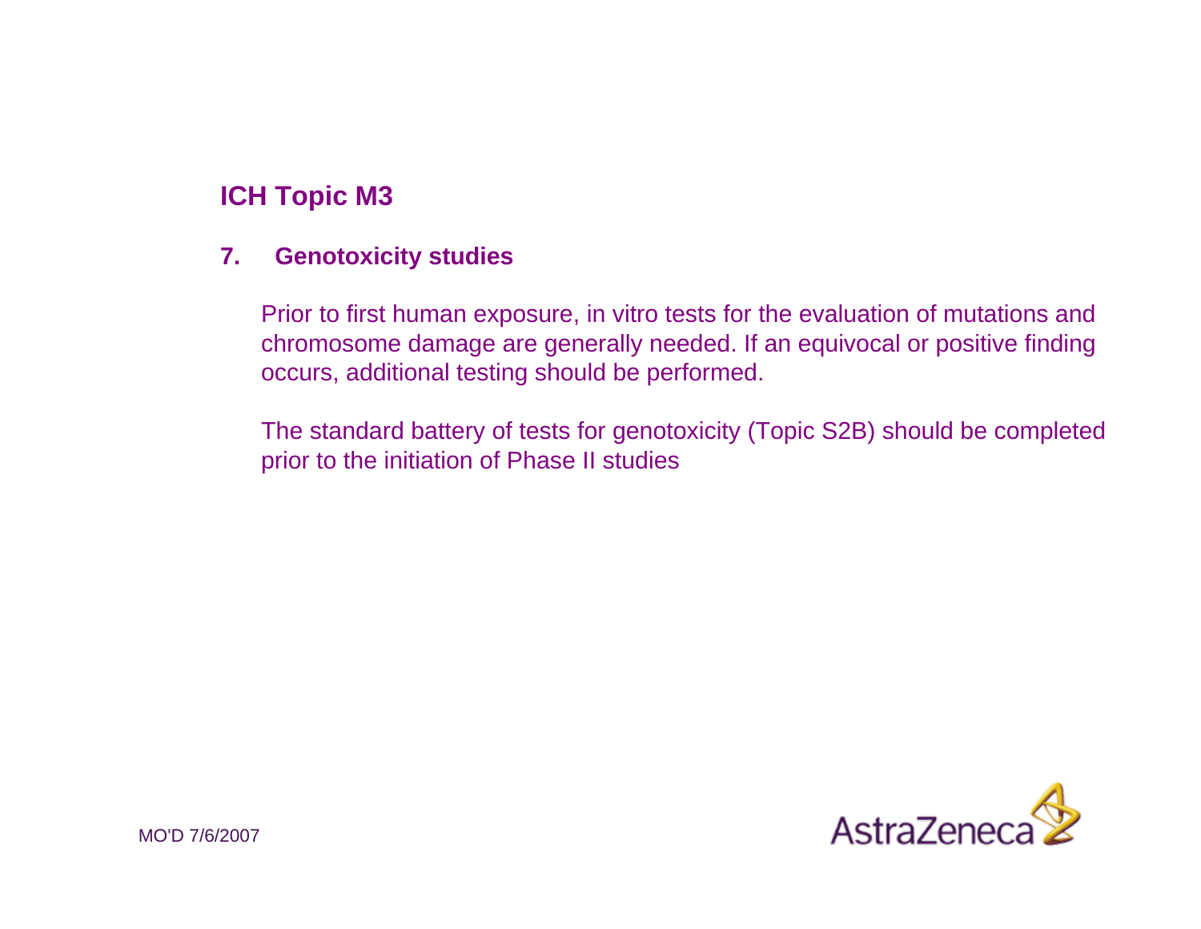## ICH Topic M3

### 7. Genotoxicity studies

Prior to first human exposure, in vitro tests for the evaluation of mutations and chromosome damage are generally needed. If an equivocal or positive finding occurs, additional testing should be performed.

The standard battery of tests for genotoxicity (Topic S2B) should be completed prior to the initiation of Phase II studies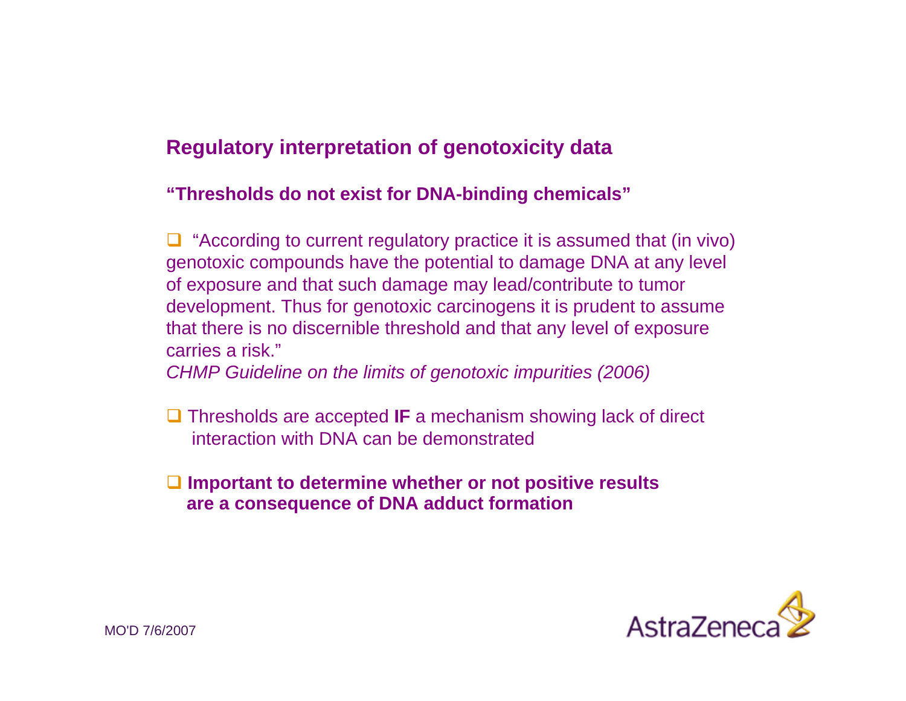## Regulatory interpretation of genotoxicity data

**"Thresholds do not exist for DNA-binding chemicals"**

- "According to current regulatory practice it is assumed that (in vivo) genotoxic compounds have the potential to damage DNA at any level of exposure and that such damage may lead/contribute to tumor development. Thus for genotoxic carcinogens it is prudent to assume that there is no discernible threshold and that any level of exposure carries a risk."
  *CHMP Guideline on the limits of genotoxic impurities (2006)*

- Thresholds are accepted **IF** a mechanism showing lack of direct interaction with DNA can be demonstrated

- **Important to determine whether or not positive results are a consequence of DNA adduct formation**

MO'D 7/6/2007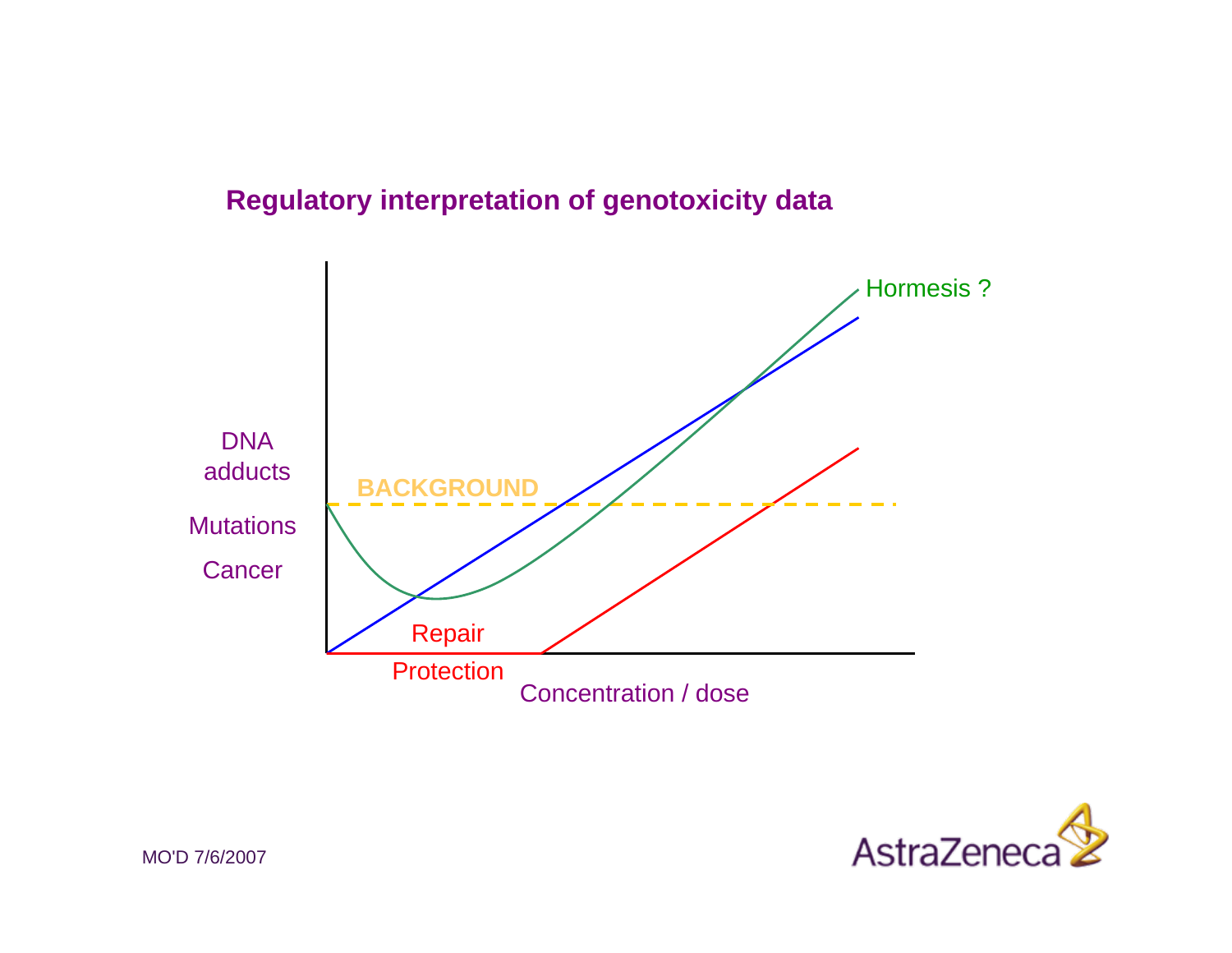## Regulatory interpretation of genotoxicity data

DNA adducts

Mutations

Cancer

BACKGROUND

Hormesis ?

Repair

Protection

Concentration / dose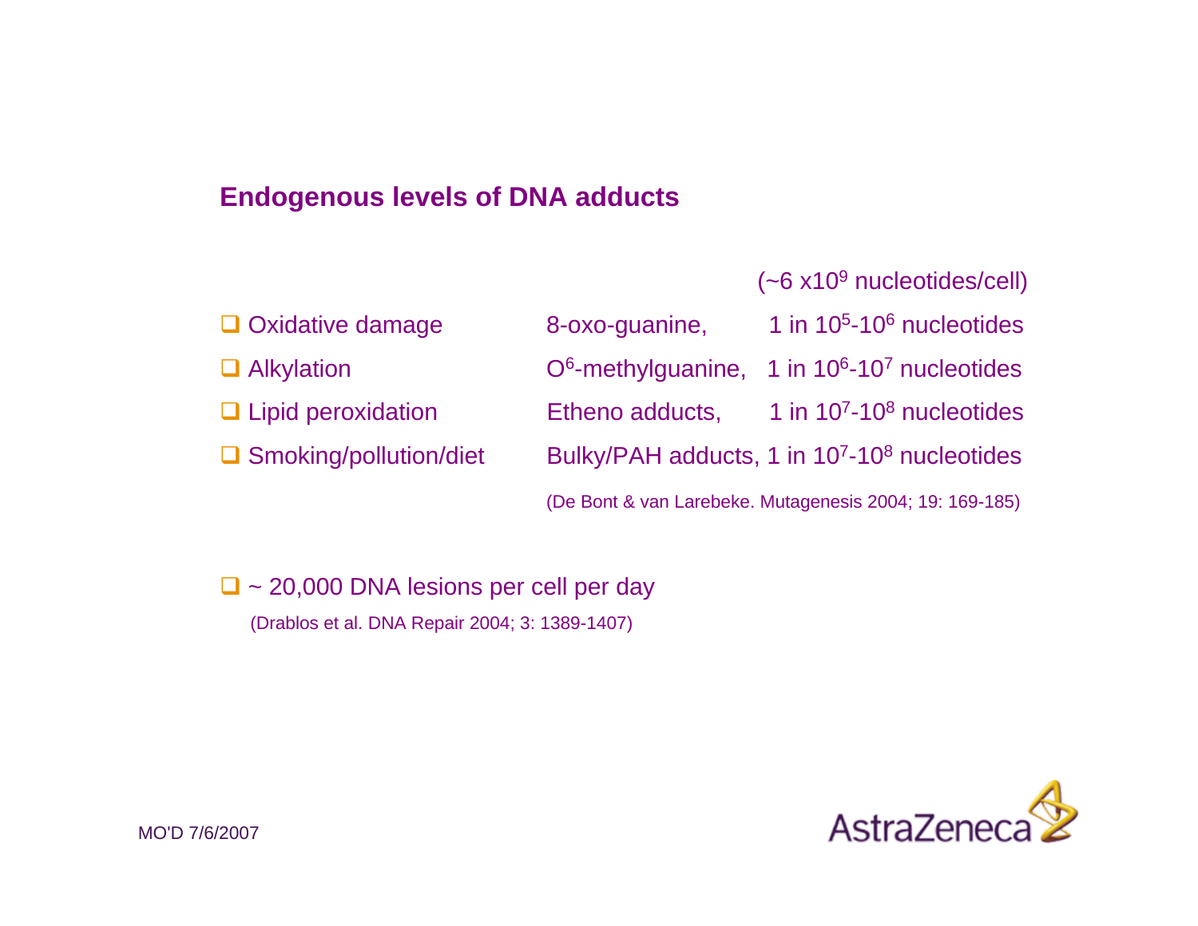## Endogenous levels of DNA adducts

(~6 x$10^9$ nucleotides/cell)

| | | |
|---|---|---|
| Oxidative damage | 8-oxo-guanine, | 1 in $10^5$-$10^6$ nucleotides |
| Alkylation | $O^6$-methylguanine, | 1 in $10^6$-$10^7$ nucleotides |
| Lipid peroxidation | Etheno adducts, | 1 in $10^7$-$10^8$ nucleotides |
| Smoking/pollution/diet | Bulky/PAH adducts, | 1 in $10^7$-$10^8$ nucleotides |

(De Bont & van Larebeke. Mutagenesis 2004; 19: 169-185)

- ~ 20,000 DNA lesions per cell per day

  (Drablos et al. DNA Repair 2004; 3: 1389-1407)

MO'D 7/6/2007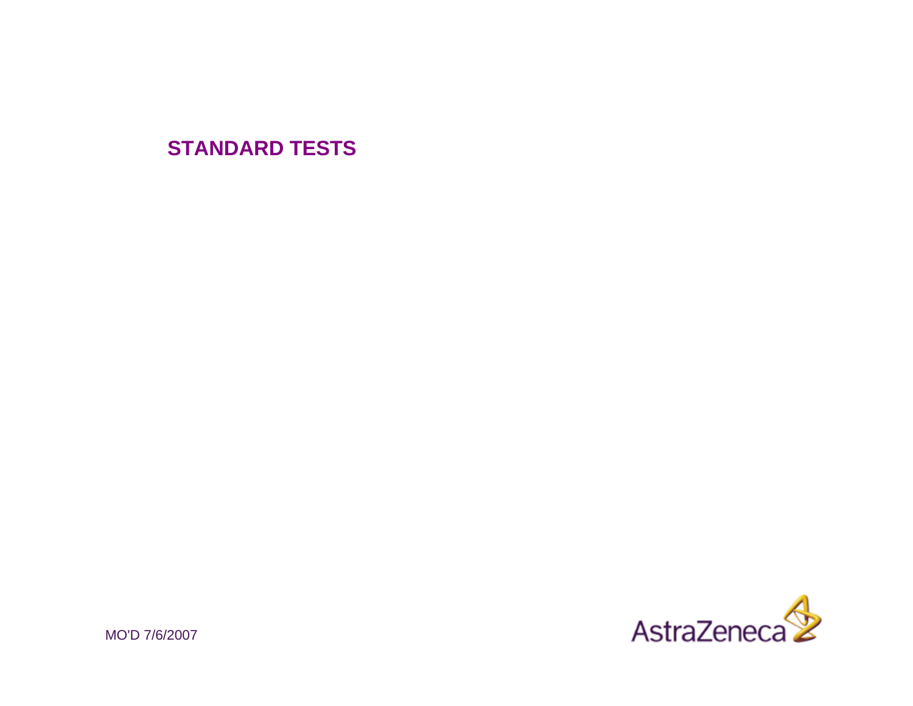## STANDARD TESTS

MO'D 7/6/2007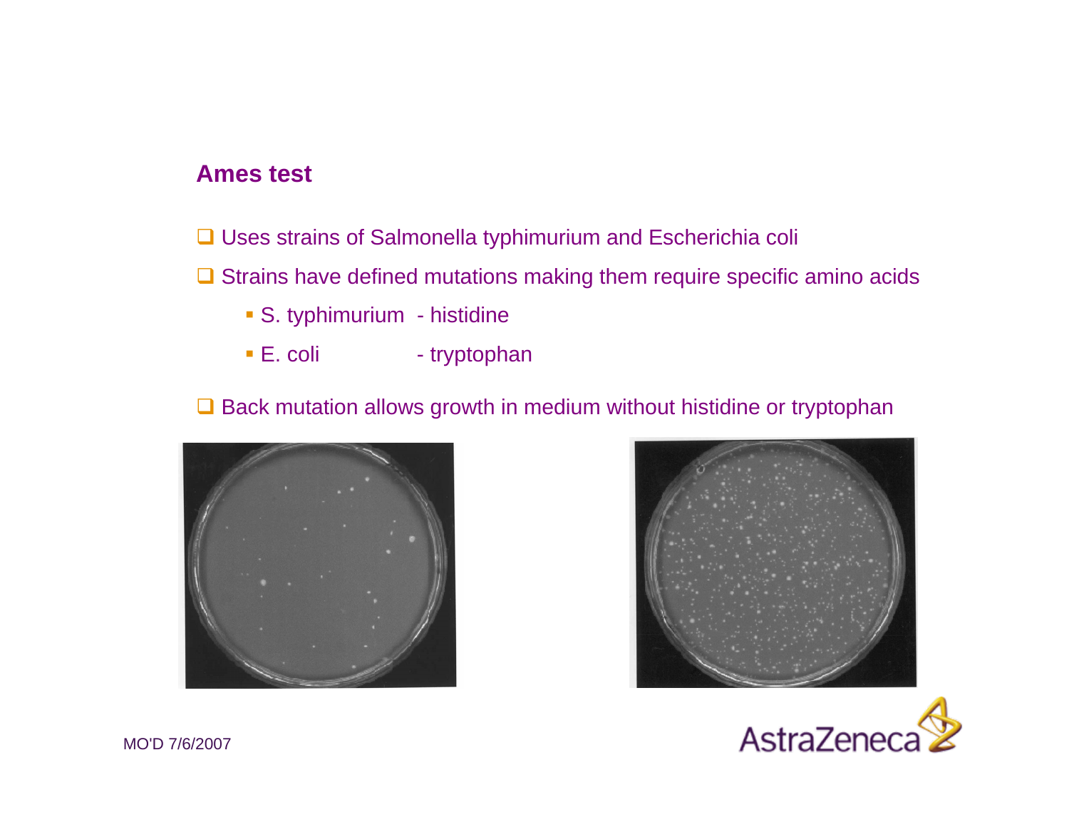## Ames test

- Uses strains of Salmonella typhimurium and Escherichia coli
- Strains have defined mutations making them require specific amino acids
  - S. typhimurium - histidine
  - E. coli - tryptophan
- Back mutation allows growth in medium without histidine or tryptophan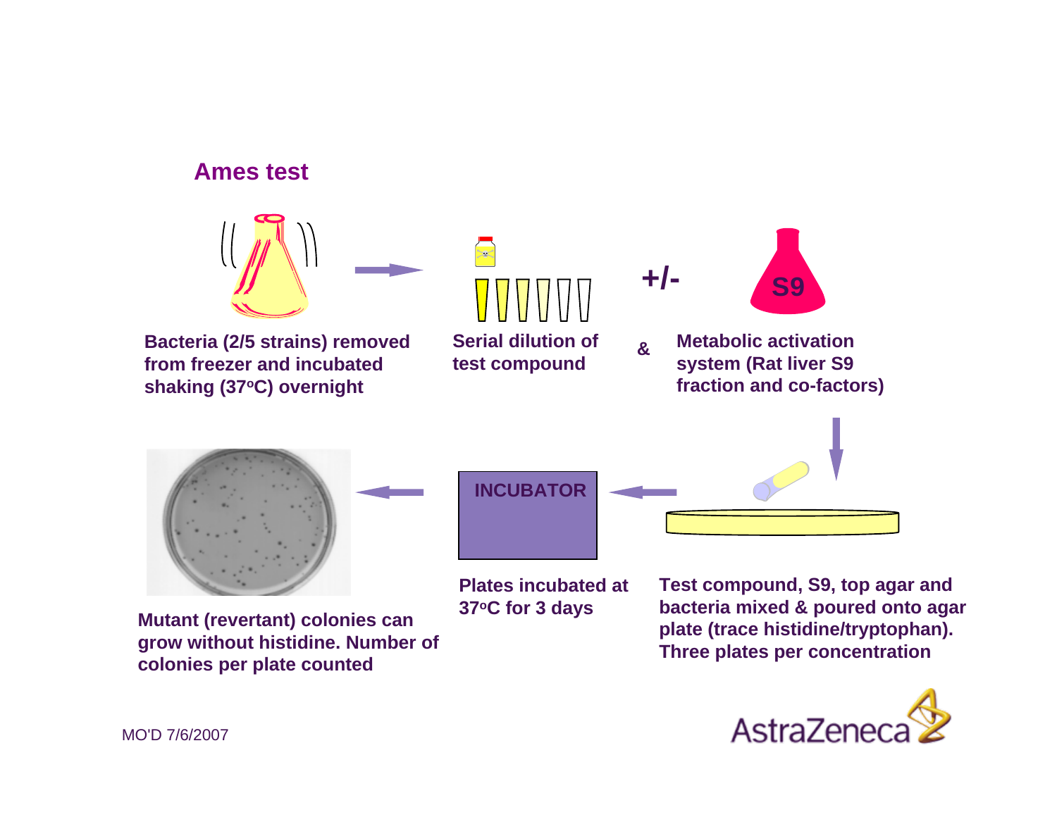## Ames test

**Bacteria (2/5 strains) removed from freezer and incubated shaking (37$^{o}$C) overnight**

**Serial dilution of test compound**

**+/-**

**S9**

**& Metabolic activation system (Rat liver S9 fraction and co-factors)**

**Test compound, S9, top agar and bacteria mixed & poured onto agar plate (trace histidine/tryptophan). Three plates per concentration**

**INCUBATOR**

**Plates incubated at 37$^{o}$C for 3 days**

**Mutant (revertant) colonies can grow without histidine. Number of colonies per plate counted**

MO'D 7/6/2007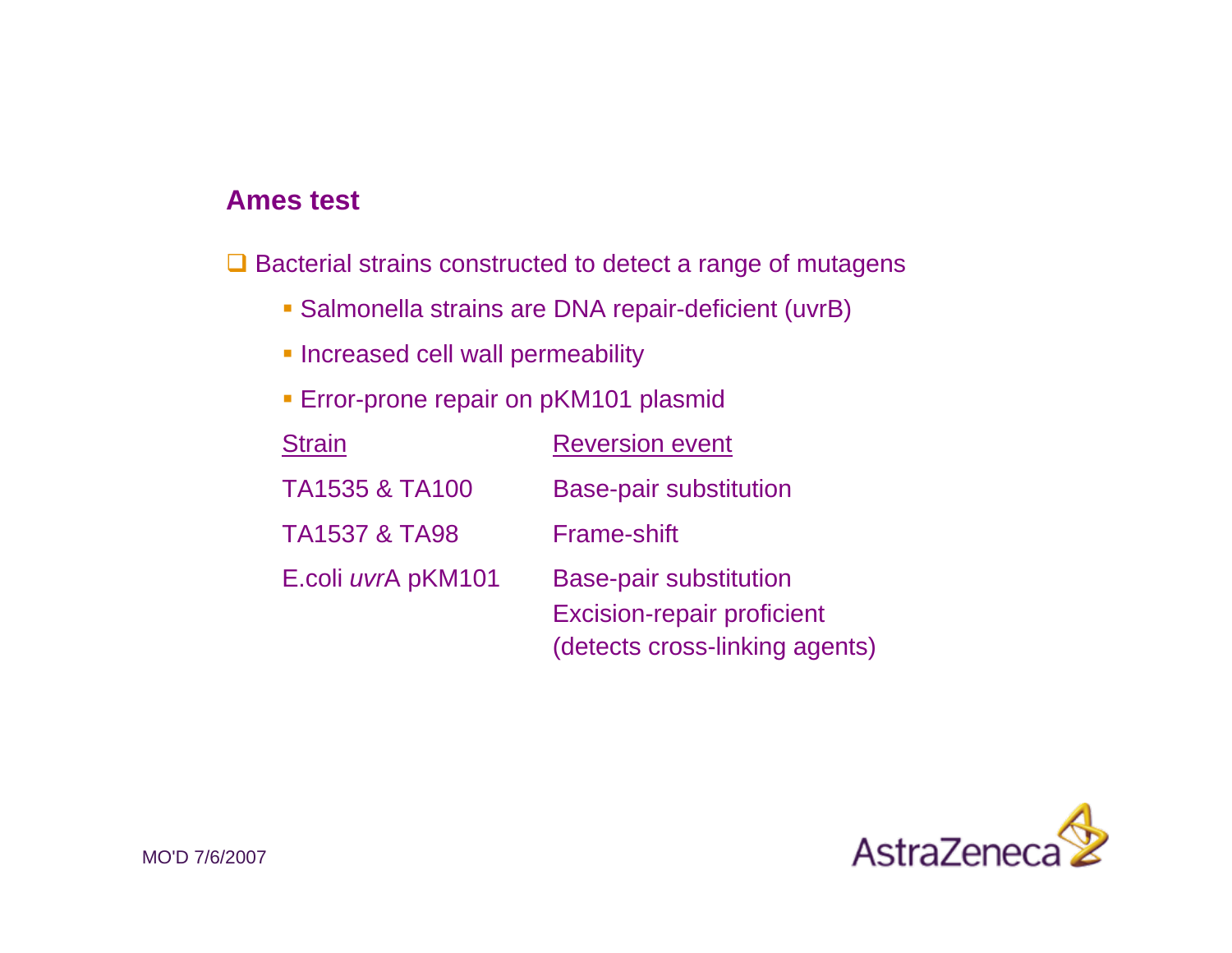## Ames test

- Bacterial strains constructed to detect a range of mutagens
  - Salmonella strains are DNA repair-deficient (uvrB)
  - Increased cell wall permeability
  - Error-prone repair on pKM101 plasmid

| Strain | Reversion event |
|---|---|
| TA1535 & TA100 | Base-pair substitution |
| TA1537 & TA98 | Frame-shift |
| E.coli *uvr*A pKM101 | Base-pair substitution<br>Excision-repair proficient<br>(detects cross-linking agents) |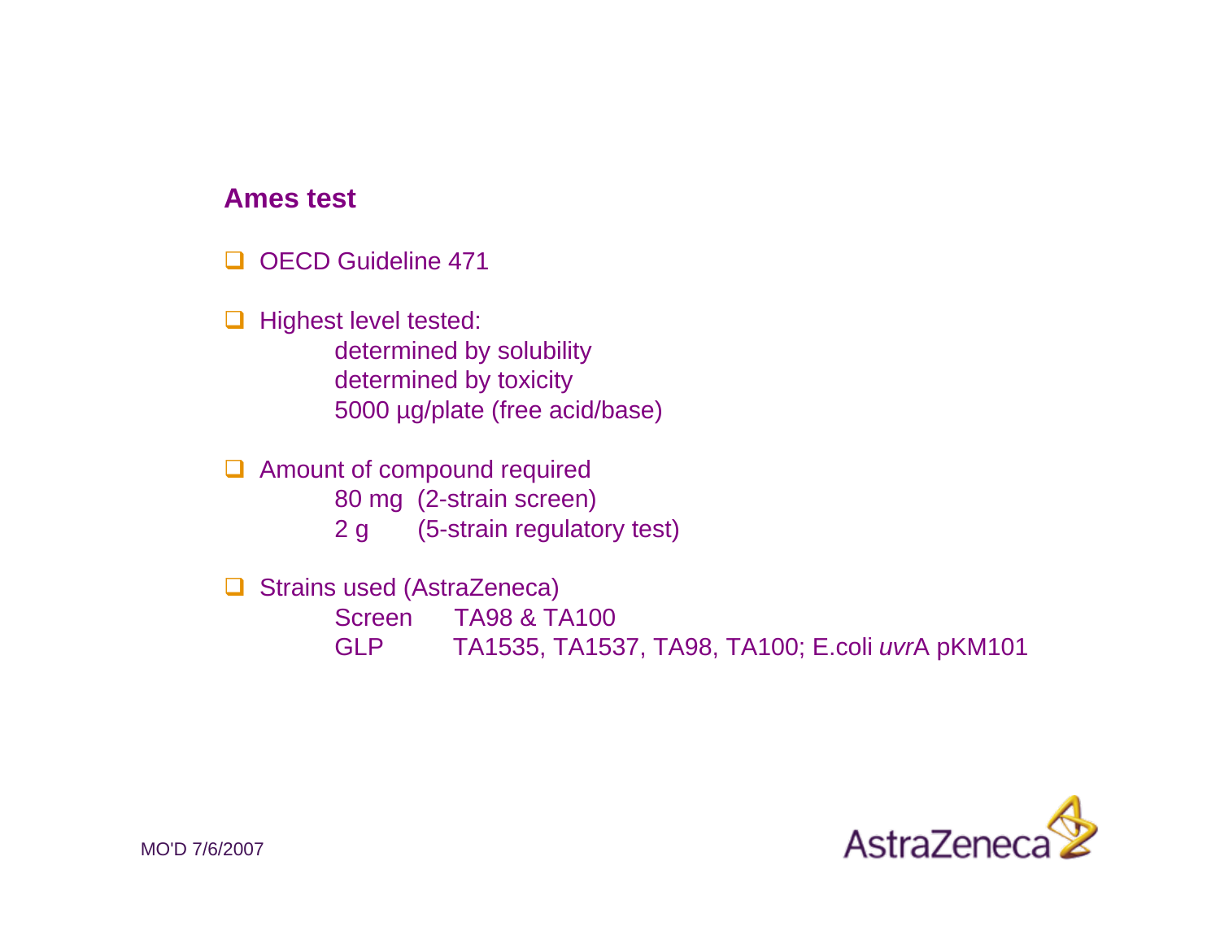## Ames test

- OECD Guideline 471

- Highest level tested:
  - determined by solubility
  - determined by toxicity
  - 5000 µg/plate (free acid/base)

- Amount of compound required
  - 80 mg (2-strain screen)
  - 2 g (5-strain regulatory test)

- Strains used (AstraZeneca)
  - Screen: TA98 & TA100
  - GLP: TA1535, TA1537, TA98, TA100; E.coli *uvr*A pKM101

MO'D 7/6/2007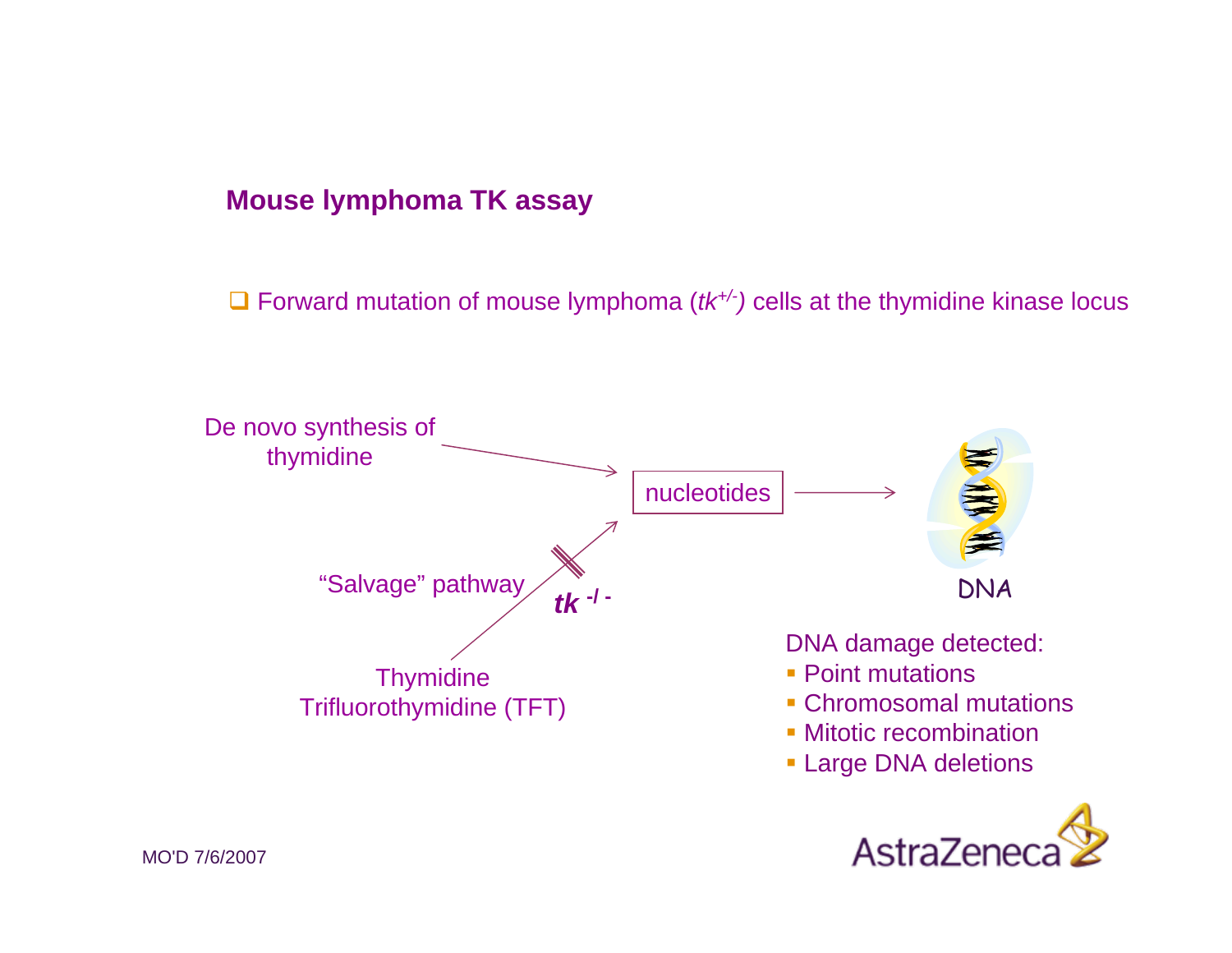## Mouse lymphoma TK assay

- Forward mutation of mouse lymphoma (*tk*$^{+/-}$) cells at the thymidine kinase locus

De novo synthesis of thymidine

"Salvage" pathway

*tk* $^{-/-}$

Thymidine
Trifluorothymidine (TFT)

nucleotides

DNA

DNA damage detected:

- Point mutations
- Chromosomal mutations
- Mitotic recombination
- Large DNA deletions

MO'D 7/6/2007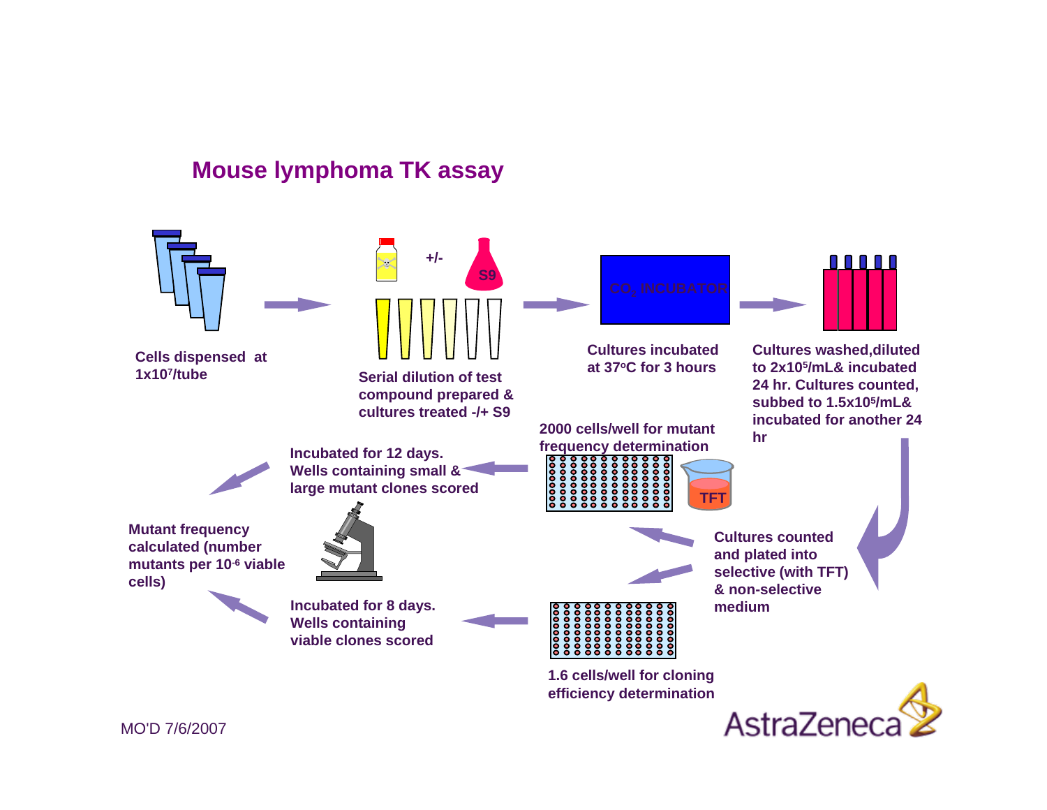# Mouse lymphoma TK assay

**Cells dispensed at $1x10^7$/tube**

**Serial dilution of test compound prepared & cultures treated -/+ S9**

+/-

S9

$CO_2$ INCUBATOR

**Cultures incubated at 37°C for 3 hours**

**Cultures washed,diluted to $2x10^5$/mL& incubated 24 hr. Cultures counted, subbed to $1.5x10^5$/mL& incubated for another 24 hr**

**Cultures counted and plated into selective (with TFT) & non-selective medium**

**2000 cells/well for mutant frequency determination**

TFT

**1.6 cells/well for cloning efficiency determination**

**Incubated for 12 days. Wells containing small & large mutant clones scored**

**Incubated for 8 days. Wells containing viable clones scored**

**Mutant frequency calculated (number mutants per $10^{-6}$ viable cells)**

MO'D 7/6/2007

AstraZeneca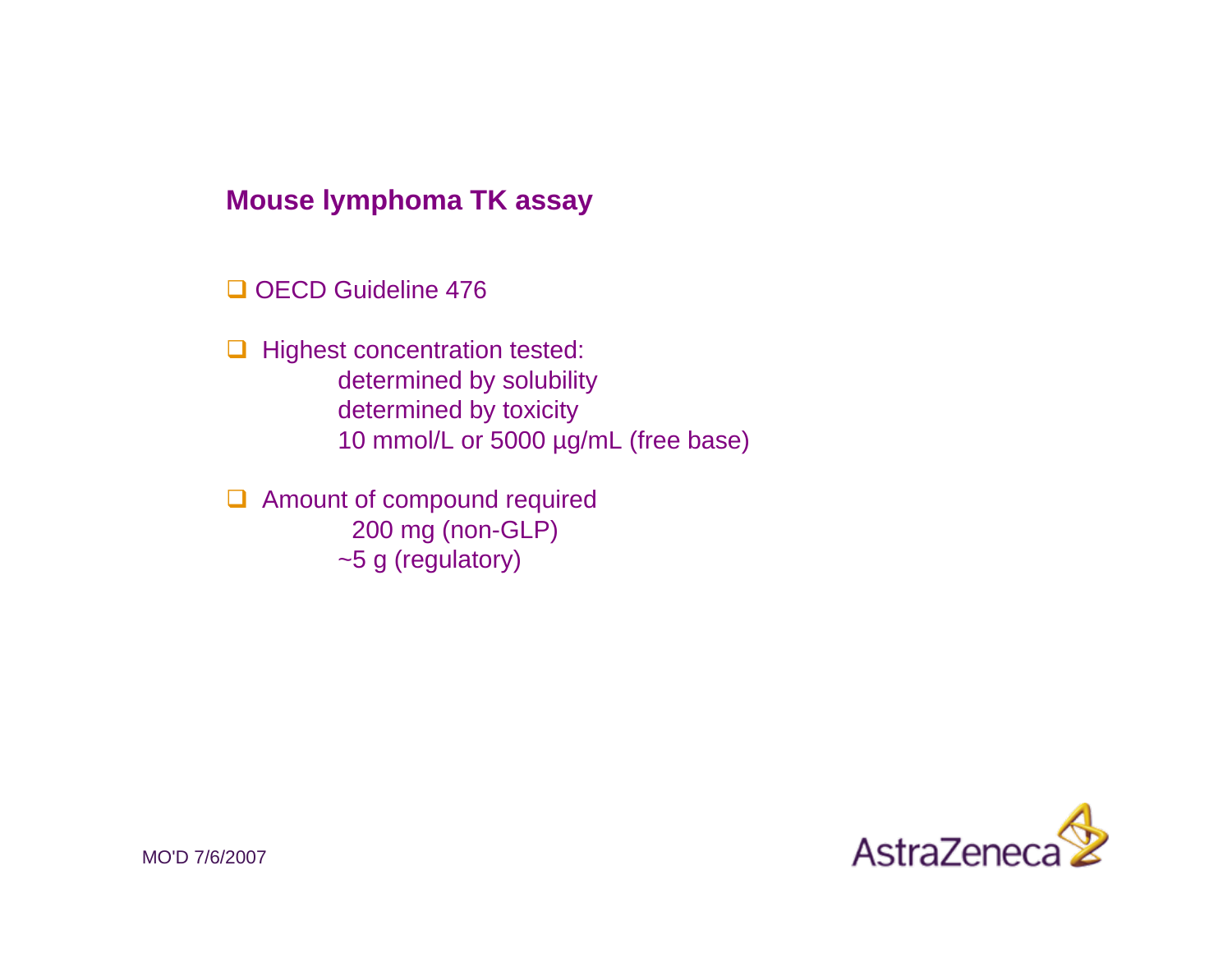## Mouse lymphoma TK assay

- OECD Guideline 476
- Highest concentration tested:
  - determined by solubility
  - determined by toxicity
  - 10 mmol/L or 5000 µg/mL (free base)
- Amount of compound required
  - 200 mg (non-GLP)
  - ~5 g (regulatory)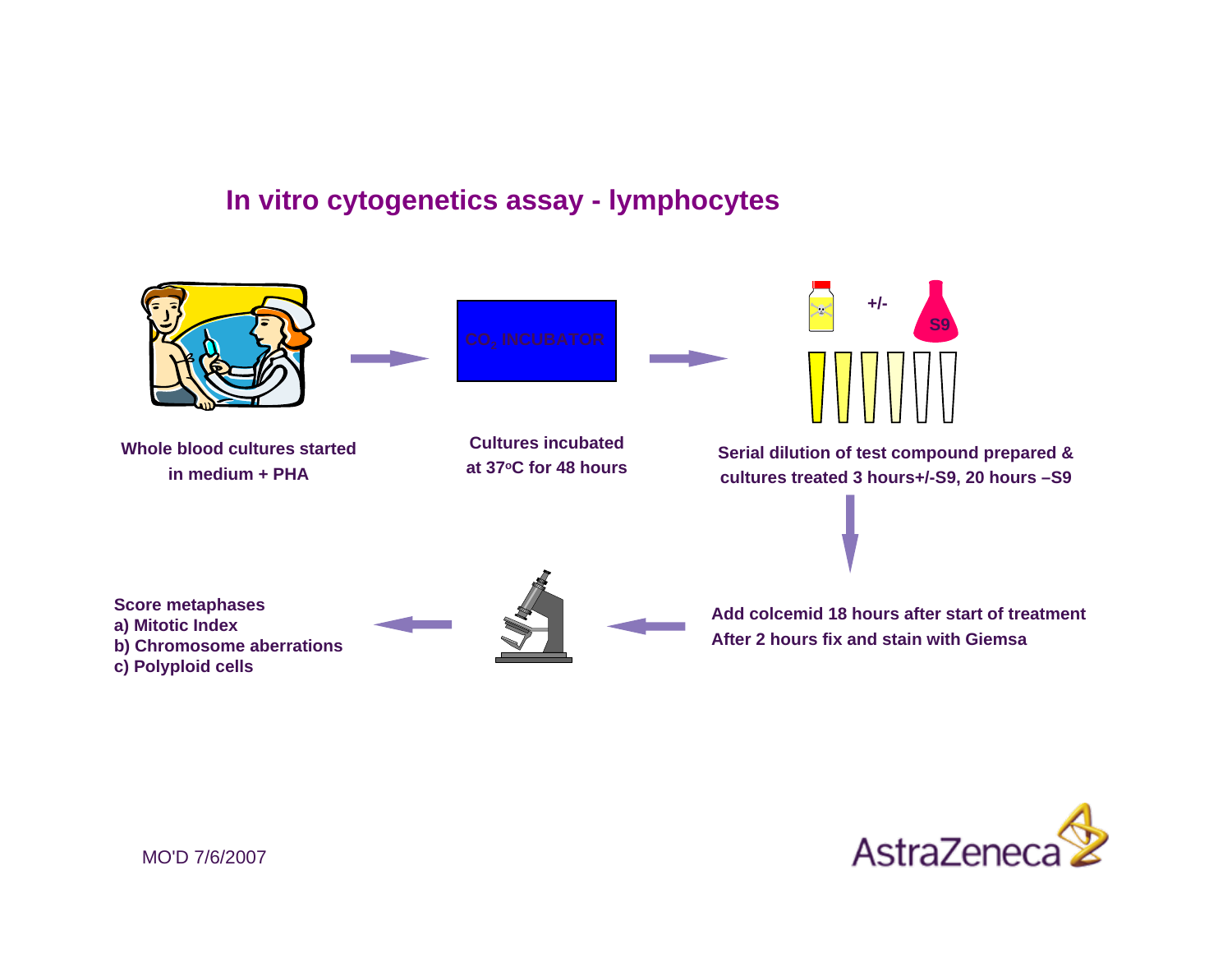# In vitro cytogenetics assay - lymphocytes

$CO_2$ INCUBATOR

+/-

S9

Whole blood cultures started in medium + PHA

Cultures incubated at 37°C for 48 hours

Serial dilution of test compound prepared & cultures treated 3 hours+/-S9, 20 hours –S9

Add colcemid 18 hours after start of treatment
After 2 hours fix and stain with Giemsa

Score metaphases
a) Mitotic Index
b) Chromosome aberrations
c) Polyploid cells

MO'D 7/6/2007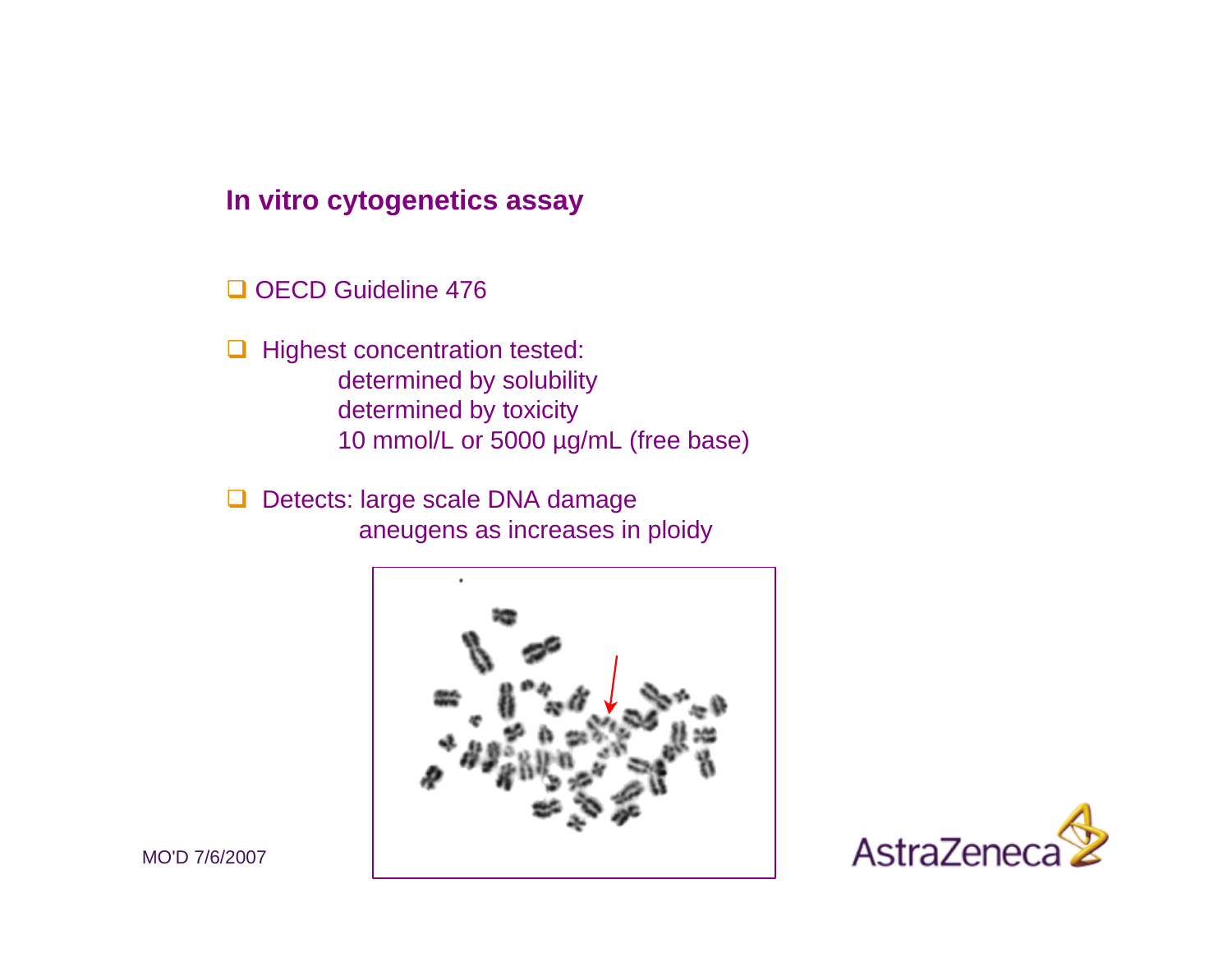## In vitro cytogenetics assay

- OECD Guideline 476
- Highest concentration tested:
  - determined by solubility
  - determined by toxicity
  - 10 mmol/L or 5000 µg/mL (free base)
- Detects: large scale DNA damage
  - aneugens as increases in ploidy

MO'D 7/6/2007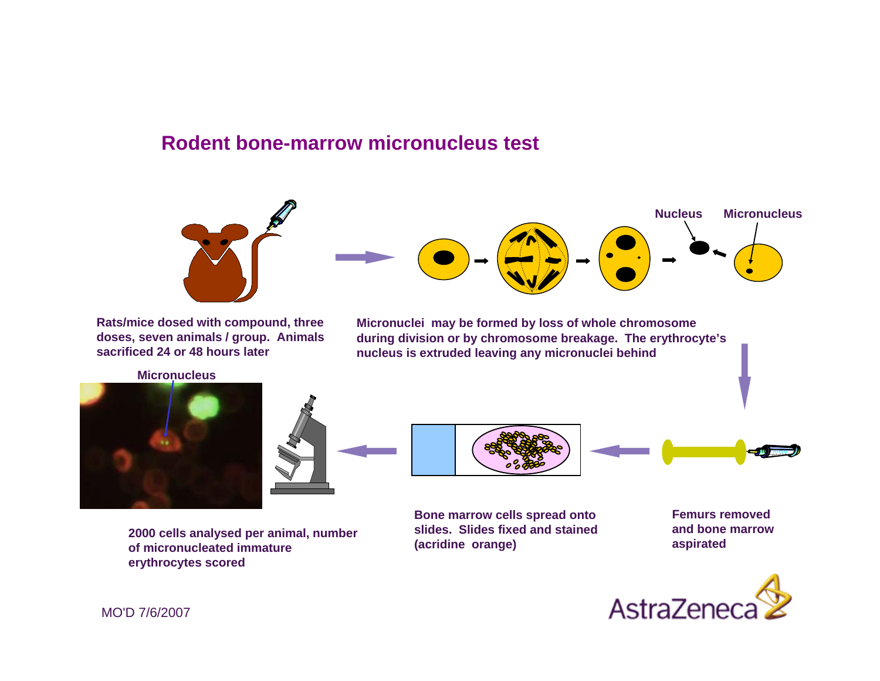# Rodent bone-marrow micronucleus test

Nucleus

Micronucleus

Rats/mice dosed with compound, three doses, seven animals / group. Animals sacrificed 24 or 48 hours later

Micronuclei may be formed by loss of whole chromosome during division or by chromosome breakage. The erythrocyte's nucleus is extruded leaving any micronuclei behind

Femurs removed and bone marrow aspirated

Bone marrow cells spread onto slides. Slides fixed and stained (acridine orange)

Micronucleus

2000 cells analysed per animal, number of micronucleated immature erythrocytes scored

MO'D 7/6/2007

AstraZeneca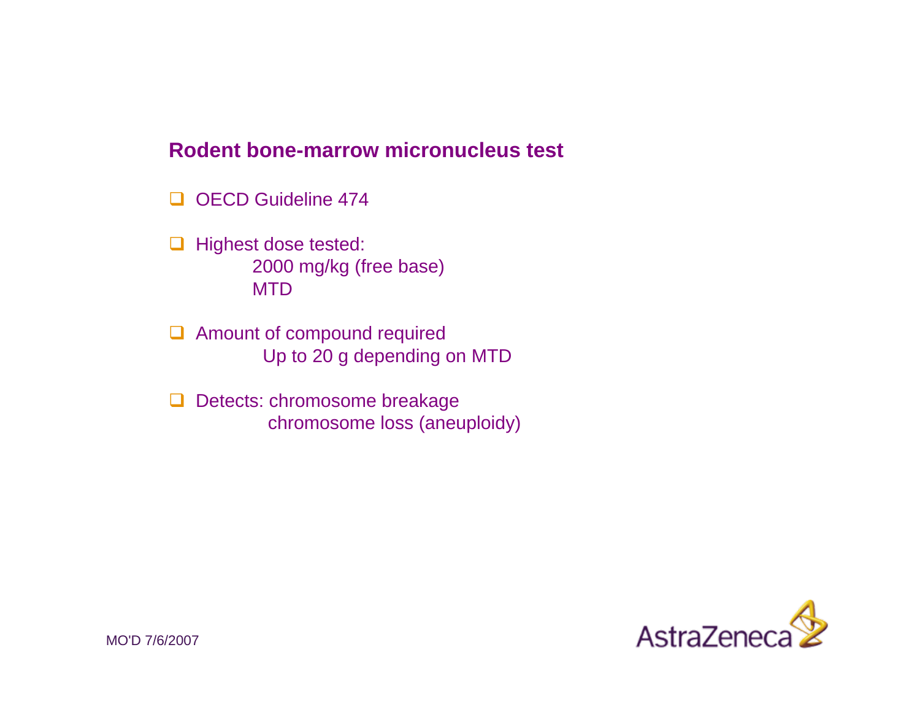## Rodent bone-marrow micronucleus test

- OECD Guideline 474
- Highest dose tested:
  - 2000 mg/kg (free base)
  - MTD
- Amount of compound required
  - Up to 20 g depending on MTD
- Detects: chromosome breakage
  - chromosome loss (aneuploidy)

MO'D 7/6/2007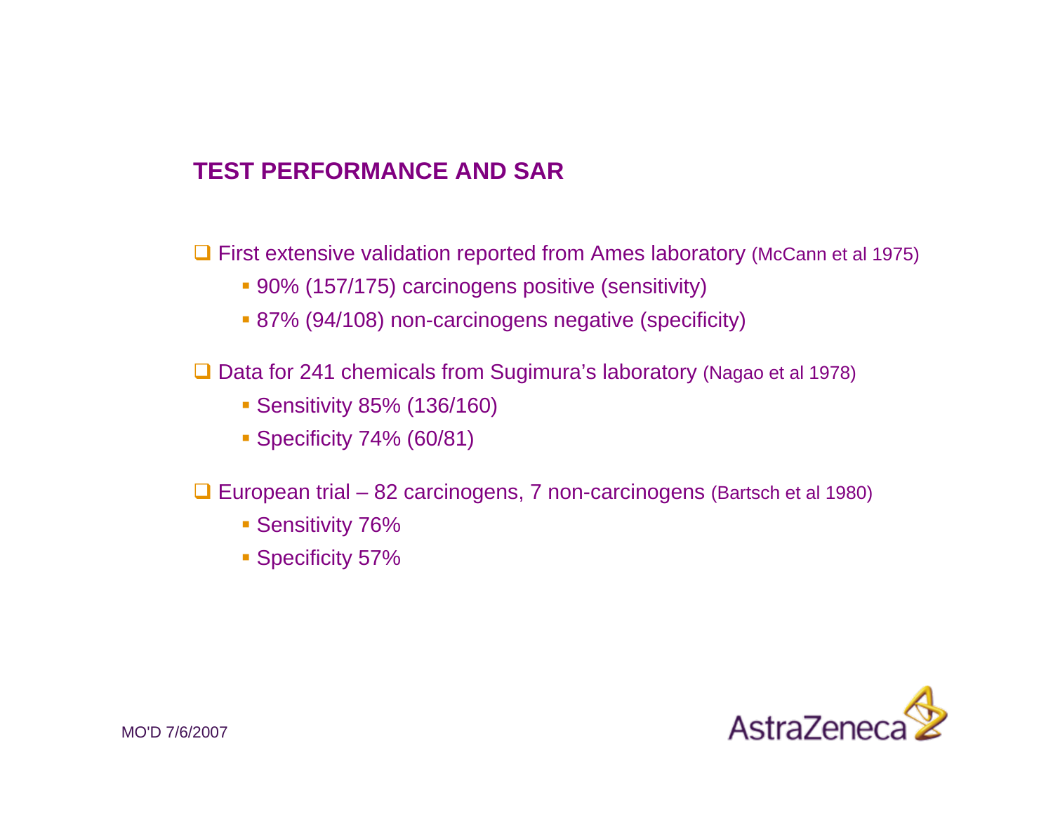## TEST PERFORMANCE AND SAR

- First extensive validation reported from Ames laboratory (McCann et al 1975)
  - 90% (157/175) carcinogens positive (sensitivity)
  - 87% (94/108) non-carcinogens negative (specificity)
- Data for 241 chemicals from Sugimura's laboratory (Nagao et al 1978)
  - Sensitivity 85% (136/160)
  - Specificity 74% (60/81)
- European trial – 82 carcinogens, 7 non-carcinogens (Bartsch et al 1980)
  - Sensitivity 76%
  - Specificity 57%

MO'D 7/6/2007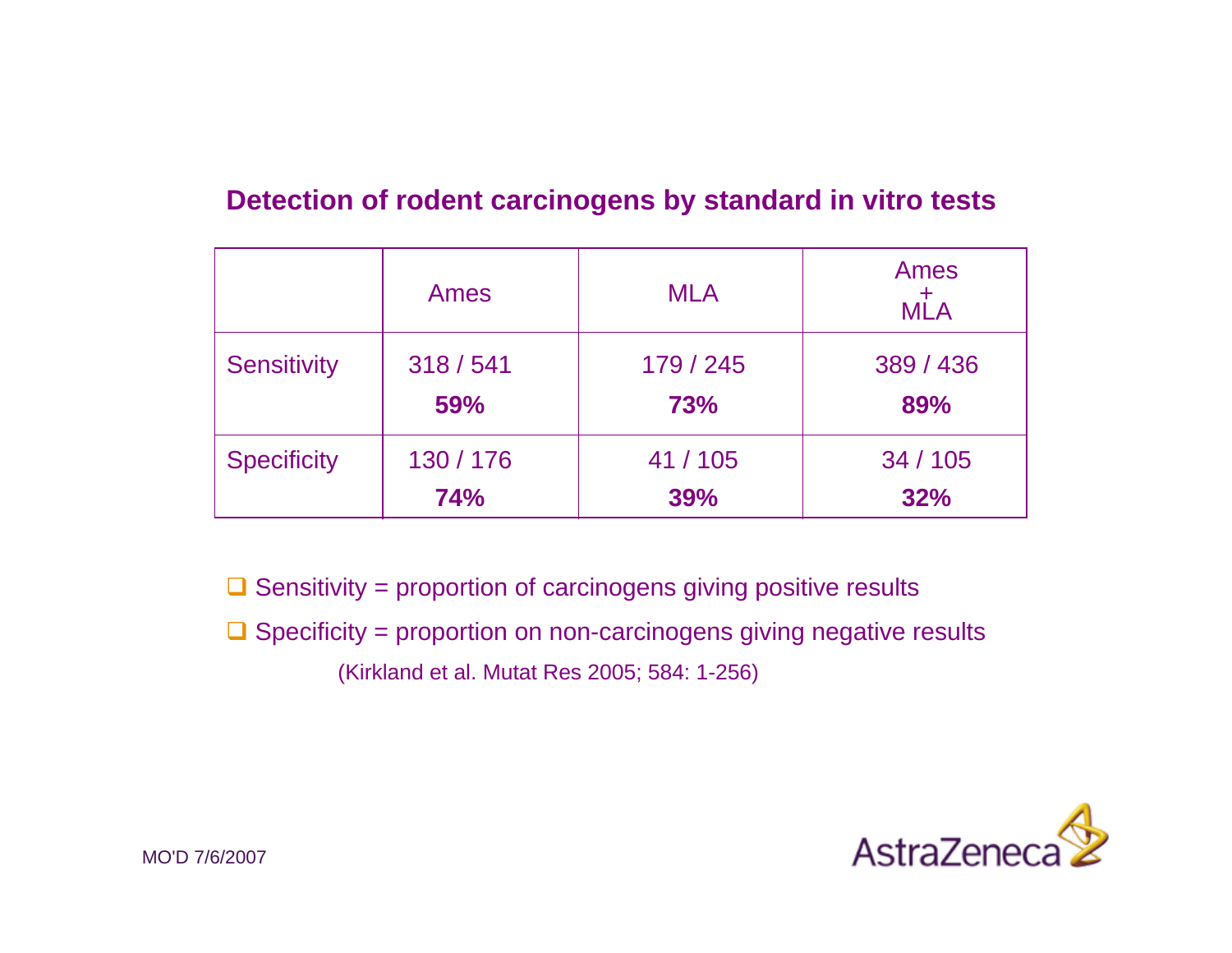## Detection of rodent carcinogens by standard in vitro tests

| | Ames | MLA | Ames + MLA |
|---|---|---|---|
| Sensitivity | 318 / 541 **59%** | 179 / 245 **73%** | 389 / 436 **89%** |
| Specificity | 130 / 176 **74%** | 41 / 105 **39%** | 34 / 105 **32%** |

- Sensitivity = proportion of carcinogens giving positive results
- Specificity = proportion on non-carcinogens giving negative results

(Kirkland et al. Mutat Res 2005; 584: 1-256)

MO'D 7/6/2007

AstraZeneca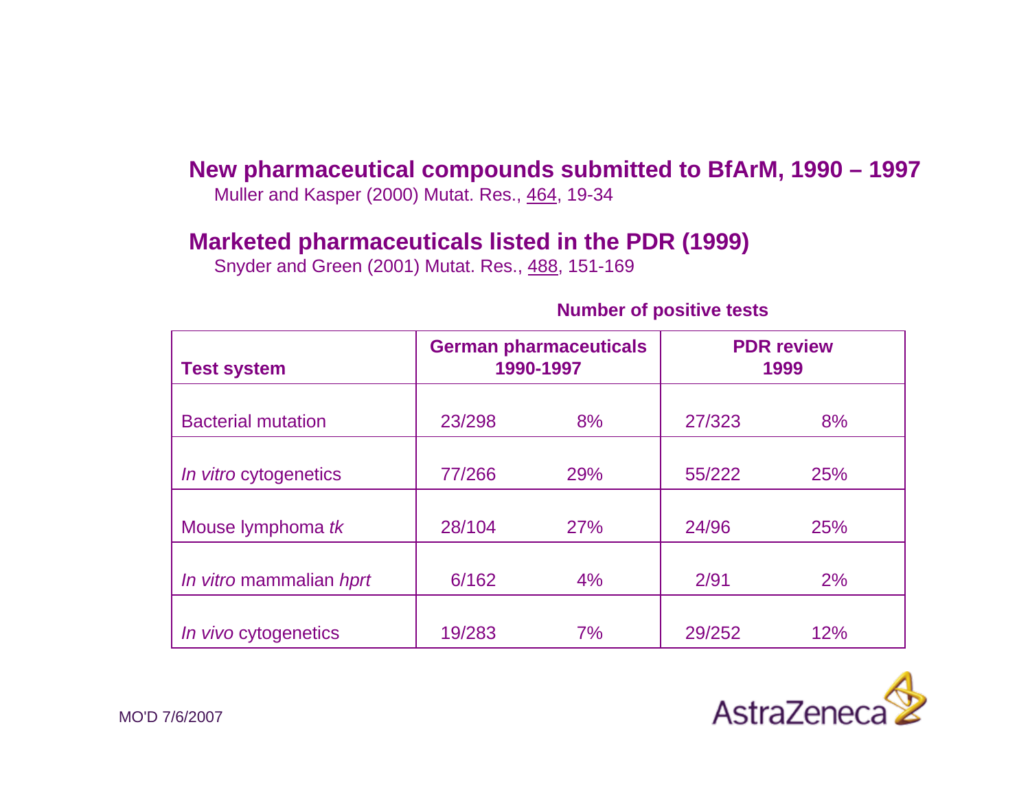## New pharmaceutical compounds submitted to BfArM, 1990 – 1997

Muller and Kasper (2000) Mutat. Res., 464, 19-34

## Marketed pharmaceuticals listed in the PDR (1999)

Snyder and Green (2001) Mutat. Res., 488, 151-169

**Number of positive tests**

| Test system | German pharmaceuticals 1990-1997 | | PDR review 1999 | |
|---|---|---|---|---|
| Bacterial mutation | 23/298 | 8% | 27/323 | 8% |
| *In vitro* cytogenetics | 77/266 | 29% | 55/222 | 25% |
| Mouse lymphoma *tk* | 28/104 | 27% | 24/96 | 25% |
| *In vitro* mammalian *hprt* | 6/162 | 4% | 2/91 | 2% |
| *In vivo* cytogenetics | 19/283 | 7% | 29/252 | 12% |

MO'D 7/6/2007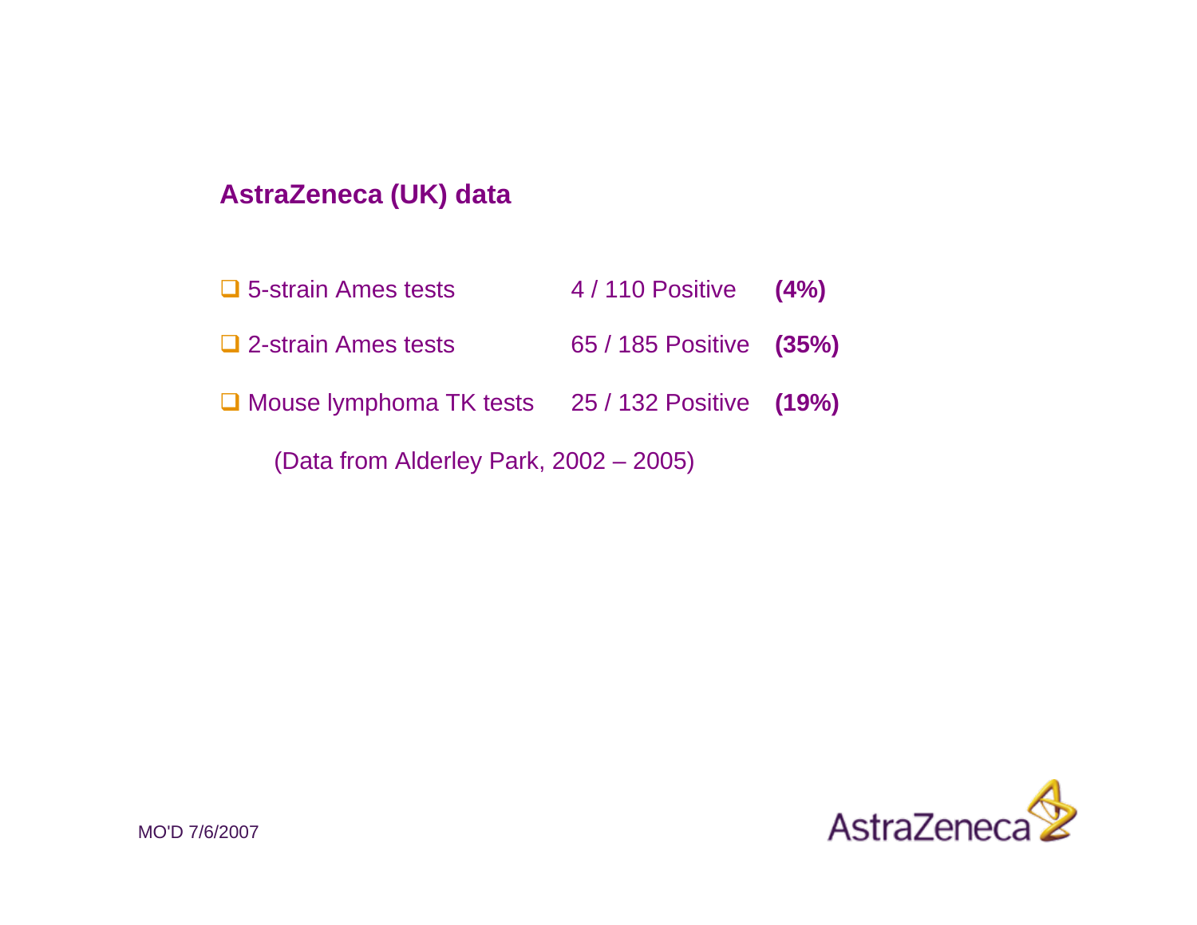## AstraZeneca (UK) data

| Test | Result | % |
|---|---|---|
| 5-strain Ames tests | 4 / 110 Positive | **(4%)** |
| 2-strain Ames tests | 65 / 185 Positive | **(35%)** |
| Mouse lymphoma TK tests | 25 / 132 Positive | **(19%)** |

(Data from Alderley Park, 2002 – 2005)

MO'D 7/6/2007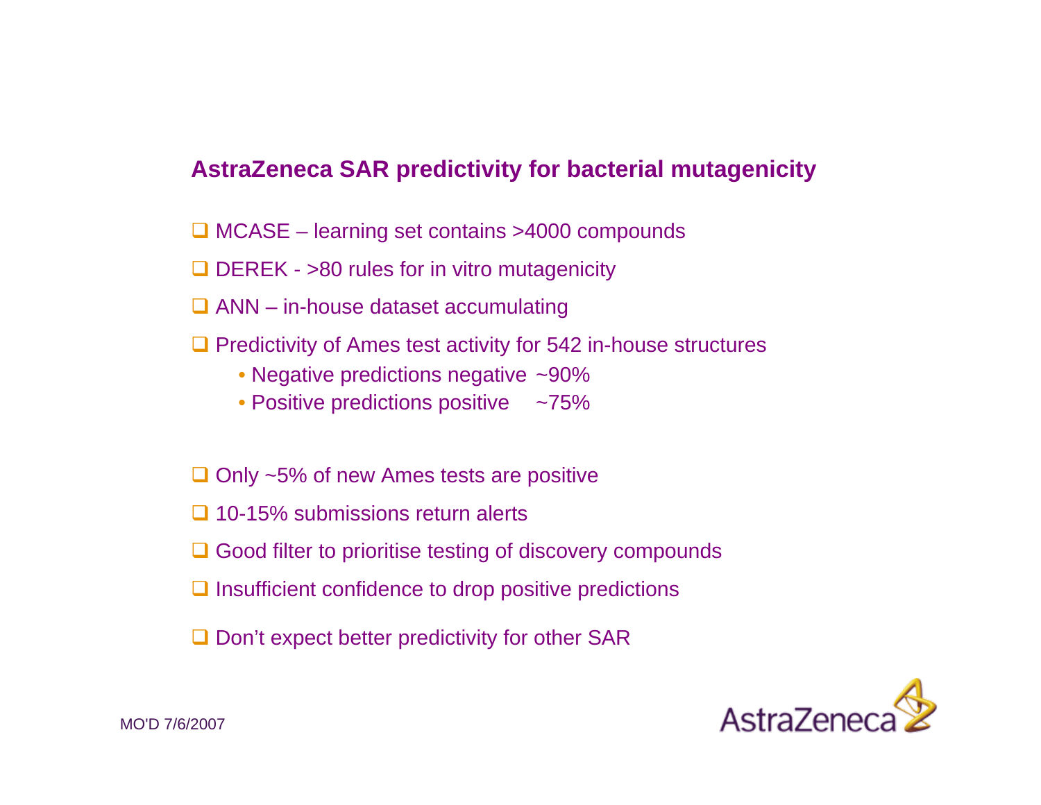## AstraZeneca SAR predictivity for bacterial mutagenicity

- MCASE – learning set contains >4000 compounds
- DEREK - >80 rules for in vitro mutagenicity
- ANN – in-house dataset accumulating
- Predictivity of Ames test activity for 542 in-house structures
  - Negative predictions negative ~90%
  - Positive predictions positive ~75%

- Only ~5% of new Ames tests are positive
- 10-15% submissions return alerts
- Good filter to prioritise testing of discovery compounds
- Insufficient confidence to drop positive predictions
- Don't expect better predictivity for other SAR

MO'D 7/6/2007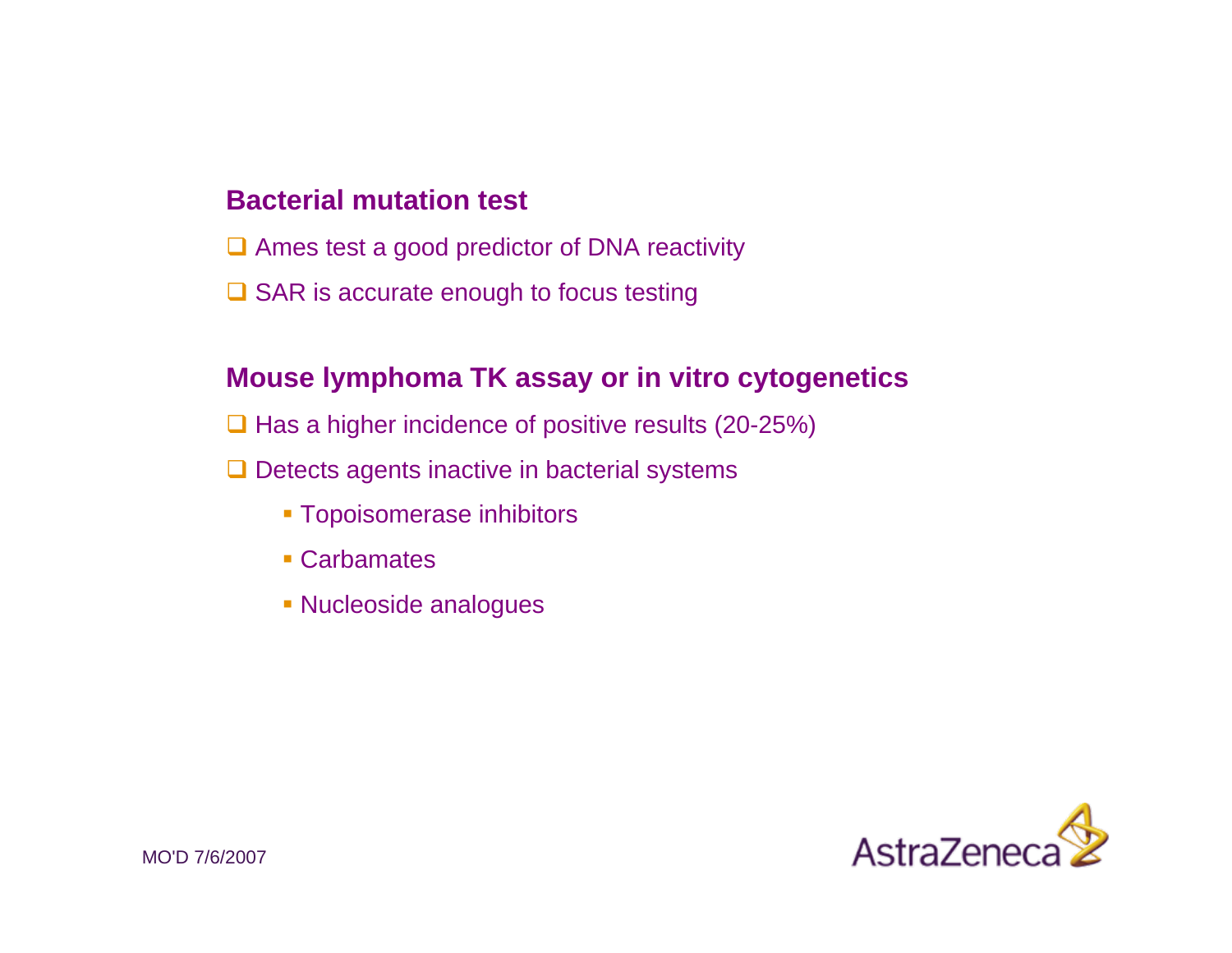### Bacterial mutation test

- Ames test a good predictor of DNA reactivity
- SAR is accurate enough to focus testing

### Mouse lymphoma TK assay or in vitro cytogenetics

- Has a higher incidence of positive results (20-25%)
- Detects agents inactive in bacterial systems
  - Topoisomerase inhibitors
  - Carbamates
  - Nucleoside analogues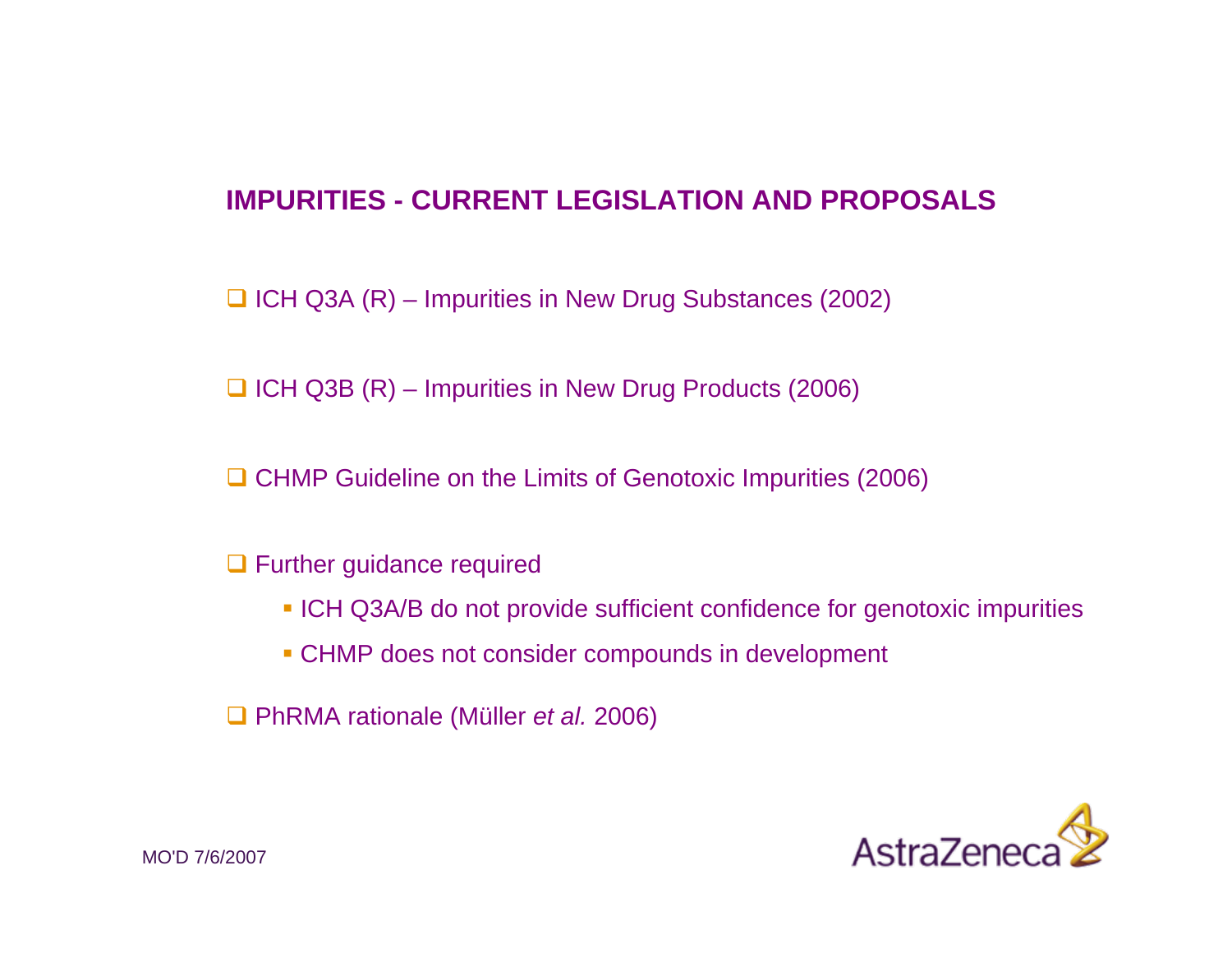## IMPURITIES - CURRENT LEGISLATION AND PROPOSALS

- ICH Q3A (R) – Impurities in New Drug Substances (2002)

- ICH Q3B (R) – Impurities in New Drug Products (2006)

- CHMP Guideline on the Limits of Genotoxic Impurities (2006)

- Further guidance required
  - ICH Q3A/B do not provide sufficient confidence for genotoxic impurities
  - CHMP does not consider compounds in development

- PhRMA rationale (Müller *et al.* 2006)

MO'D 7/6/2007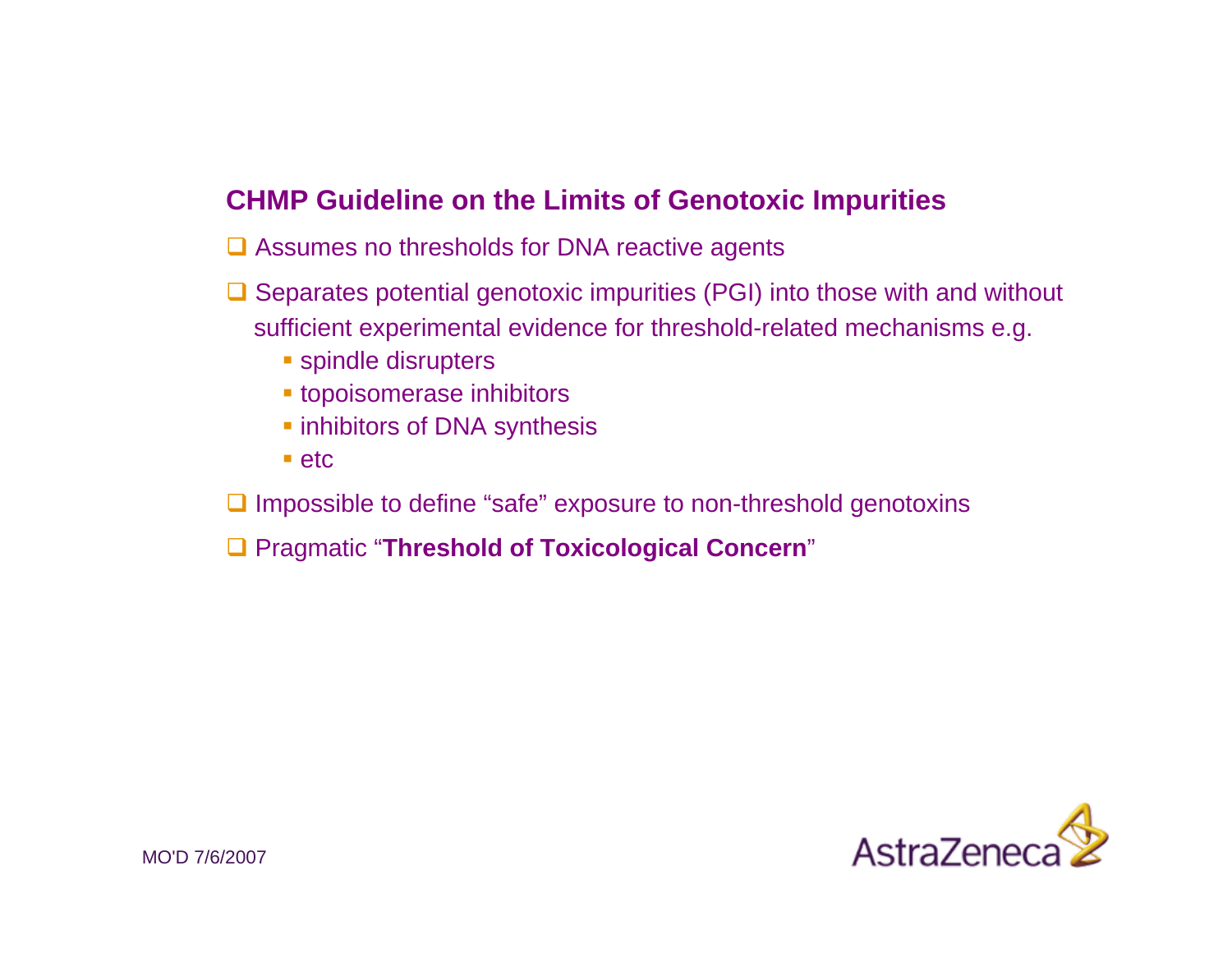## CHMP Guideline on the Limits of Genotoxic Impurities

- Assumes no thresholds for DNA reactive agents
- Separates potential genotoxic impurities (PGI) into those with and without sufficient experimental evidence for threshold-related mechanisms e.g.
  - spindle disrupters
  - topoisomerase inhibitors
  - inhibitors of DNA synthesis
  - etc
- Impossible to define “safe” exposure to non-threshold genotoxins
- Pragmatic “**Threshold of Toxicological Concern**”

MO'D 7/6/2007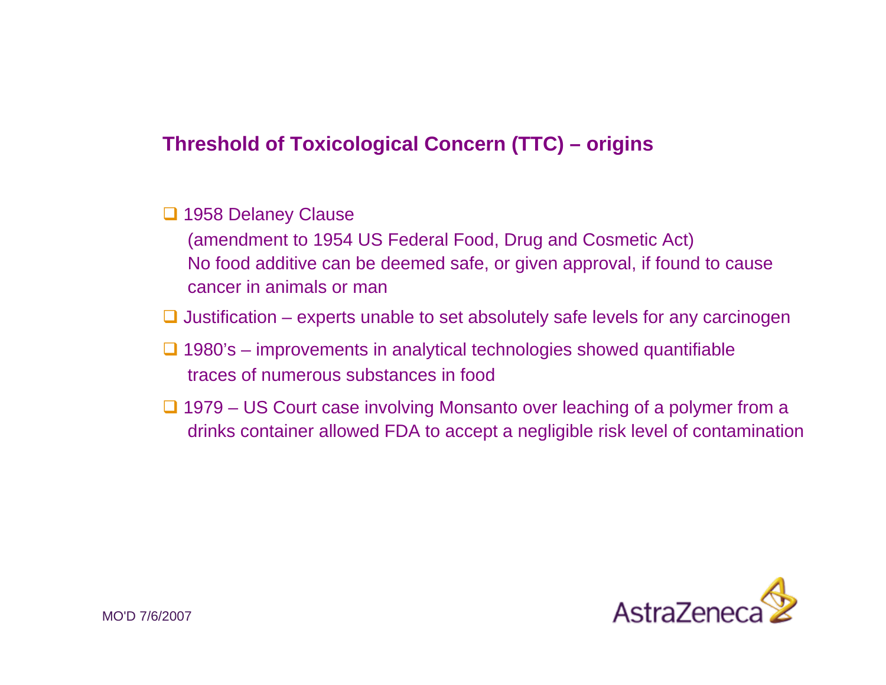## Threshold of Toxicological Concern (TTC) – origins

- 1958 Delaney Clause
  (amendment to 1954 US Federal Food, Drug and Cosmetic Act)
  No food additive can be deemed safe, or given approval, if found to cause cancer in animals or man
- Justification – experts unable to set absolutely safe levels for any carcinogen
- 1980's – improvements in analytical technologies showed quantifiable traces of numerous substances in food
- 1979 – US Court case involving Monsanto over leaching of a polymer from a drinks container allowed FDA to accept a negligible risk level of contamination

MO'D 7/6/2007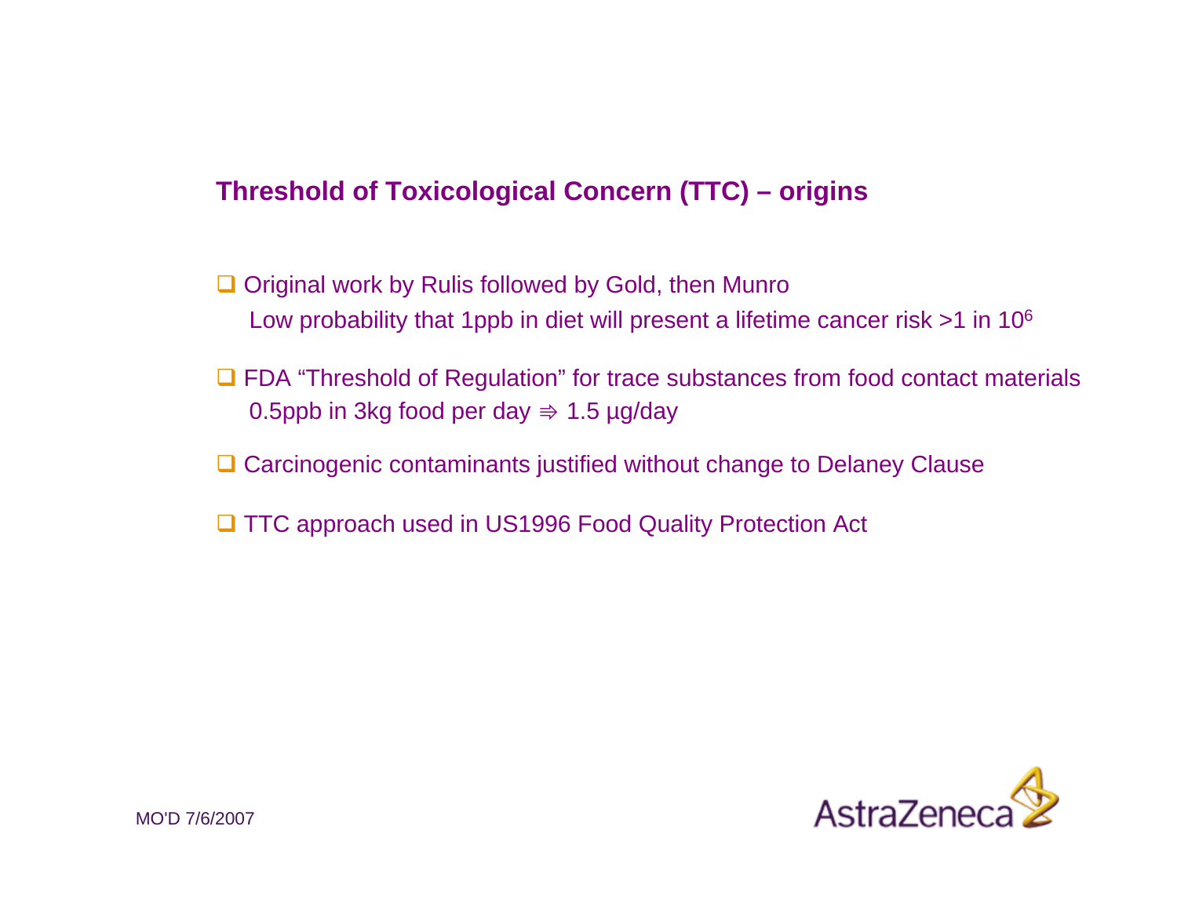## Threshold of Toxicological Concern (TTC) – origins

- Original work by Rulis followed by Gold, then Munro
  Low probability that 1ppb in diet will present a lifetime cancer risk >1 in $10^6$
- FDA "Threshold of Regulation" for trace substances from food contact materials
  0.5ppb in 3kg food per day ⇛ 1.5 µg/day
- Carcinogenic contaminants justified without change to Delaney Clause
- TTC approach used in US1996 Food Quality Protection Act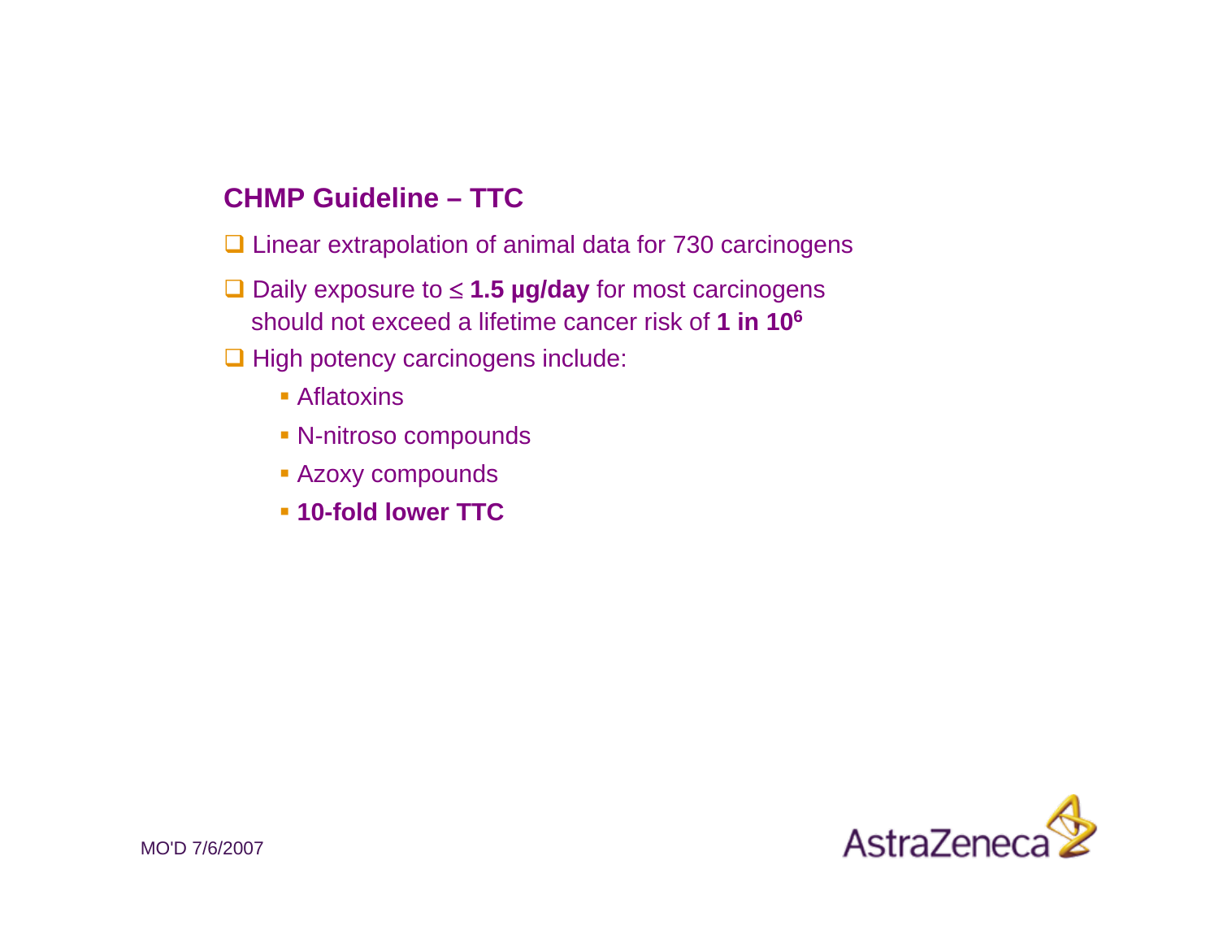## CHMP Guideline – TTC

- Linear extrapolation of animal data for 730 carcinogens
- Daily exposure to ≤ **1.5 µg/day** for most carcinogens should not exceed a lifetime cancer risk of **1 in $10^6$**
- High potency carcinogens include:
  - Aflatoxins
  - N-nitroso compounds
  - Azoxy compounds
  - **10-fold lower TTC**

MO'D 7/6/2007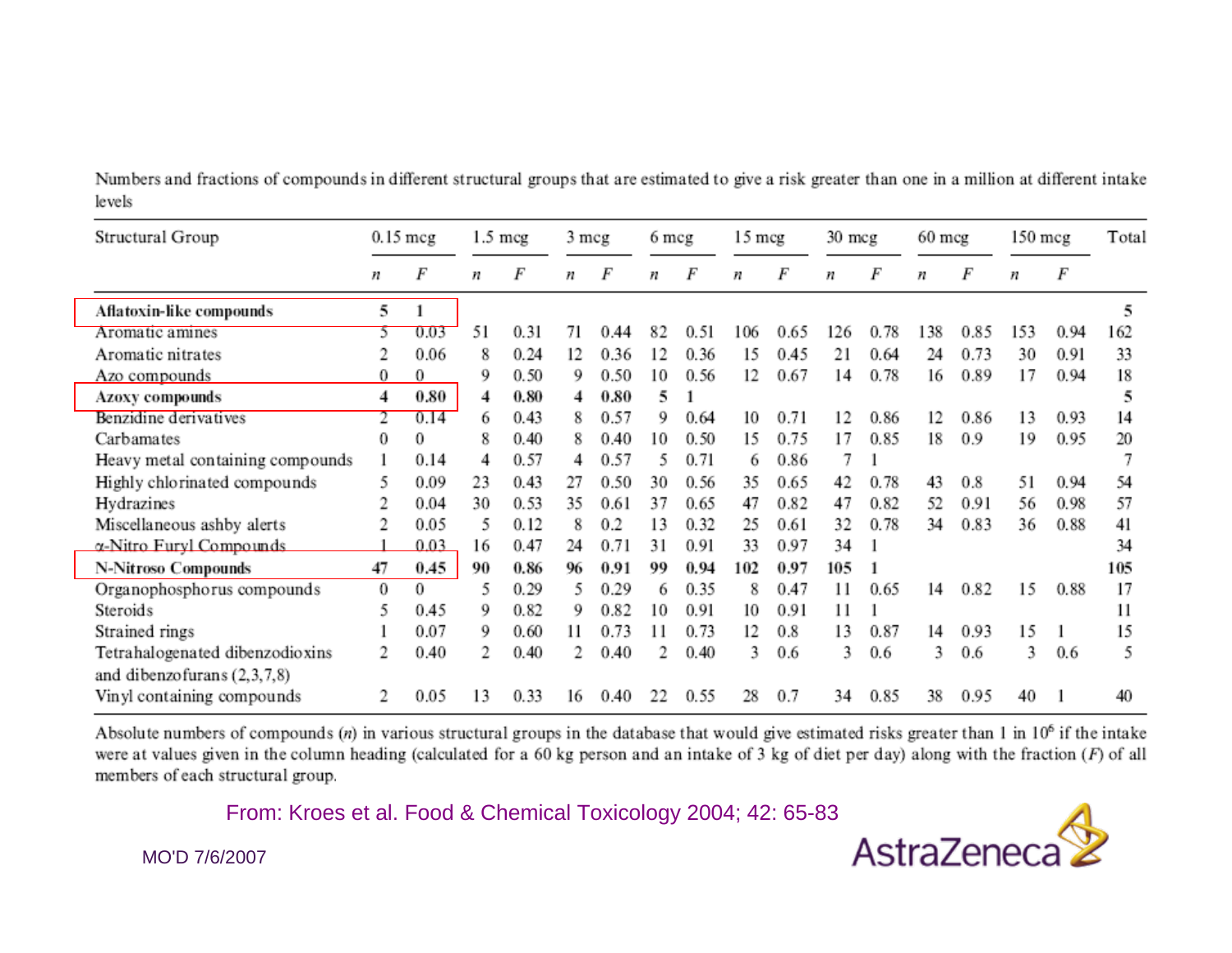Numbers and fractions of compounds in different structural groups that are estimated to give a risk greater than one in a million at different intake levels

| Structural Group | 0.15 mcg | | 1.5 mcg | | 3 mcg | | 6 mcg | | 15 mcg | | 30 mcg | | 60 mcg | | 150 mcg | | Total |
|---|---|---|---|---|---|---|---|---|---|---|---|---|---|---|---|---|---|
| | *n* | *F* | *n* | *F* | *n* | *F* | *n* | *F* | *n* | *F* | *n* | *F* | *n* | *F* | *n* | *F* | |
| **Aflatoxin-like compounds** | 5 | 1 | | | | | | | | | | | | | | | 5 |
| Aromatic amines | 5 | 0.03 | 51 | 0.31 | 71 | 0.44 | 82 | 0.51 | 106 | 0.65 | 126 | 0.78 | 138 | 0.85 | 153 | 0.94 | 162 |
| Aromatic nitrates | 2 | 0.06 | 8 | 0.24 | 12 | 0.36 | 12 | 0.36 | 15 | 0.45 | 21 | 0.64 | 24 | 0.73 | 30 | 0.91 | 33 |
| Azo compounds | 0 | 0 | 9 | 0.50 | 9 | 0.50 | 10 | 0.56 | 12 | 0.67 | 14 | 0.78 | 16 | 0.89 | 17 | 0.94 | 18 |
| **Azoxy compounds** | 4 | 0.80 | 4 | 0.80 | 4 | 0.80 | 5 | 1 | | | | | | | | | 5 |
| Benzidine derivatives | 2 | 0.14 | 6 | 0.43 | 8 | 0.57 | 9 | 0.64 | 10 | 0.71 | 12 | 0.86 | 12 | 0.86 | 13 | 0.93 | 14 |
| Carbamates | 0 | 0 | 8 | 0.40 | 8 | 0.40 | 10 | 0.50 | 15 | 0.75 | 17 | 0.85 | 18 | 0.9 | 19 | 0.95 | 20 |
| Heavy metal containing compounds | 1 | 0.14 | 4 | 0.57 | 4 | 0.57 | 5 | 0.71 | 6 | 0.86 | 7 | 1 | | | | | 7 |
| Highly chlorinated compounds | 5 | 0.09 | 23 | 0.43 | 27 | 0.50 | 30 | 0.56 | 35 | 0.65 | 42 | 0.78 | 43 | 0.8 | 51 | 0.94 | 54 |
| Hydrazines | 2 | 0.04 | 30 | 0.53 | 35 | 0.61 | 37 | 0.65 | 47 | 0.82 | 47 | 0.82 | 52 | 0.91 | 56 | 0.98 | 57 |
| Miscellaneous ashby alerts | 2 | 0.05 | 5 | 0.12 | 8 | 0.2 | 13 | 0.32 | 25 | 0.61 | 32 | 0.78 | 34 | 0.83 | 36 | 0.88 | 41 |
| α-Nitro Furyl Compounds | 1 | 0.03 | 16 | 0.47 | 24 | 0.71 | 31 | 0.91 | 33 | 0.97 | 34 | 1 | | | | | 34 |
| **N-Nitroso Compounds** | 47 | 0.45 | 90 | 0.86 | 96 | 0.91 | 99 | 0.94 | 102 | 0.97 | 105 | 1 | | | | | 105 |
| Organophosphorus compounds | 0 | 0 | 5 | 0.29 | 5 | 0.29 | 6 | 0.35 | 8 | 0.47 | 11 | 0.65 | 14 | 0.82 | 15 | 0.88 | 17 |
| Steroids | 5 | 0.45 | 9 | 0.82 | 9 | 0.82 | 10 | 0.91 | 10 | 0.91 | 11 | 1 | | | | | 11 |
| Strained rings | 1 | 0.07 | 9 | 0.60 | 11 | 0.73 | 11 | 0.73 | 12 | 0.8 | 13 | 0.87 | 14 | 0.93 | 15 | 1 | 15 |
| Tetrahalogenated dibenzodioxins and dibenzofurans (2,3,7,8) | 2 | 0.40 | 2 | 0.40 | 2 | 0.40 | 2 | 0.40 | 3 | 0.6 | 3 | 0.6 | 3 | 0.6 | 3 | 0.6 | 5 |
| Vinyl containing compounds | 2 | 0.05 | 13 | 0.33 | 16 | 0.40 | 22 | 0.55 | 28 | 0.7 | 34 | 0.85 | 38 | 0.95 | 40 | 1 | 40 |

Absolute numbers of compounds (*n*) in various structural groups in the database that would give estimated risks greater than 1 in $10^6$ if the intake were at values given in the column heading (calculated for a 60 kg person and an intake of 3 kg of diet per day) along with the fraction (*F*) of all members of each structural group.

From: Kroes et al. Food & Chemical Toxicology 2004; 42: 65-83

MO'D 7/6/2007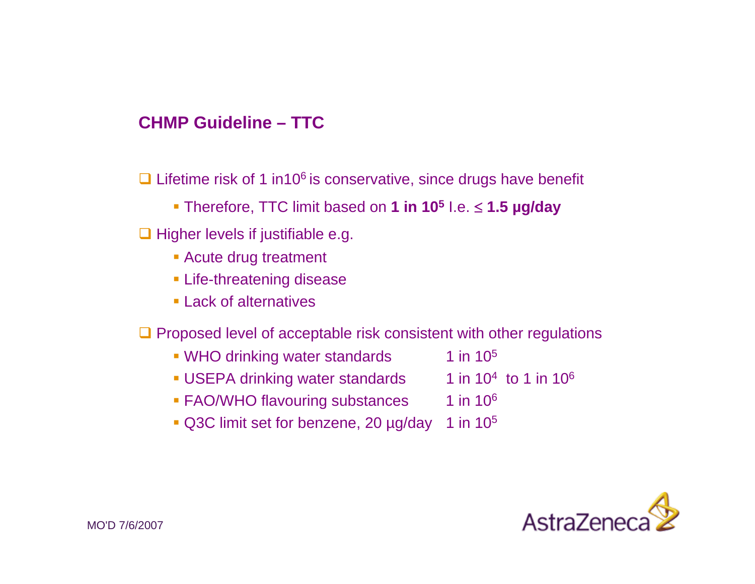## CHMP Guideline – TTC

- Lifetime risk of 1 in$10^6$ is conservative, since drugs have benefit
  - Therefore, TTC limit based on **1 in $10^5$** I.e. ≤ **1.5 µg/day**
- Higher levels if justifiable e.g.
  - Acute drug treatment
  - Life-threatening disease
  - Lack of alternatives
- Proposed level of acceptable risk consistent with other regulations
  - WHO drinking water standards 1 in $10^5$
  - USEPA drinking water standards 1 in $10^4$ to 1 in $10^6$
  - FAO/WHO flavouring substances 1 in $10^6$
  - Q3C limit set for benzene, 20 µg/day 1 in $10^5$

MO'D 7/6/2007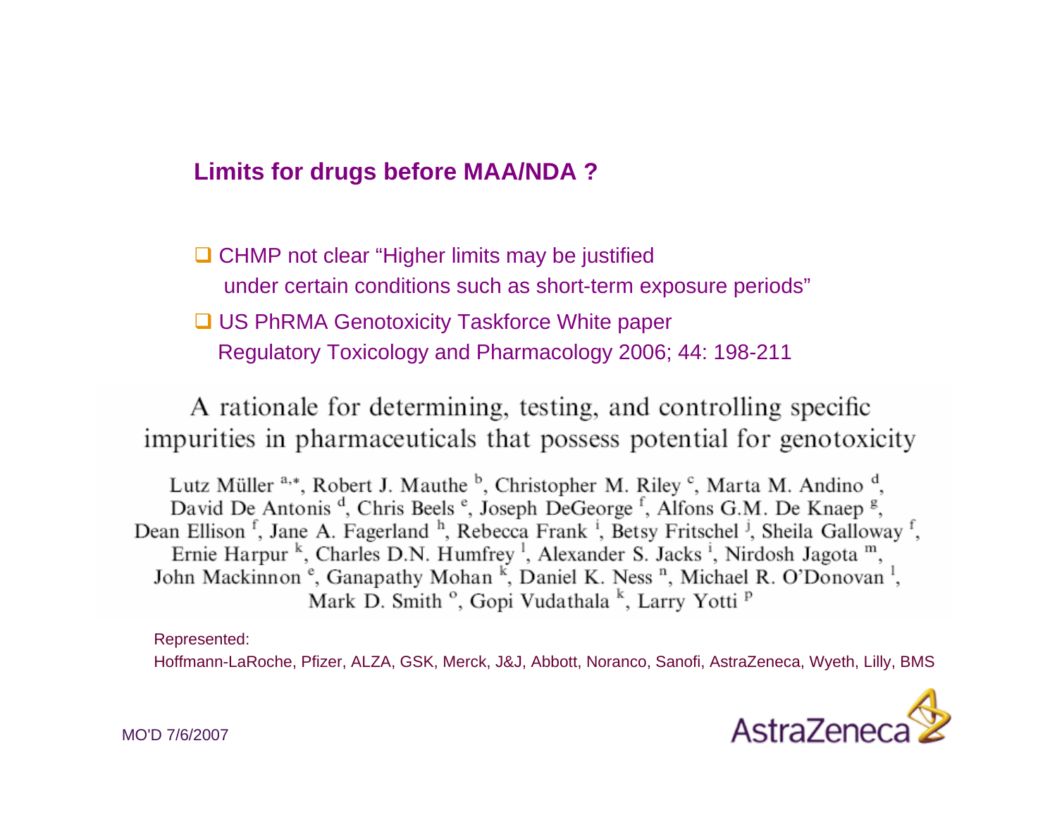## Limits for drugs before MAA/NDA ?

- CHMP not clear "Higher limits may be justified under certain conditions such as short-term exposure periods"
- US PhRMA Genotoxicity Taskforce White paper Regulatory Toxicology and Pharmacology 2006; 44: 198-211

A rationale for determining, testing, and controlling specific impurities in pharmaceuticals that possess potential for genotoxicity

Lutz Müller [a,*], Robert J. Mauthe [b], Christopher M. Riley [c], Marta M. Andino [d], David De Antonis [d], Chris Beels [e], Joseph DeGeorge [f], Alfons G.M. De Knaep [g], Dean Ellison [f], Jane A. Fagerland [h], Rebecca Frank [i], Betsy Fritschel [j], Sheila Galloway [f], Ernie Harpur [k], Charles D.N. Humfrey [l], Alexander S. Jacks [i], Nirdosh Jagota [m], John Mackinnon [e], Ganapathy Mohan [k], Daniel K. Ness [n], Michael R. O'Donovan [l], Mark D. Smith [o], Gopi Vudathala [k], Larry Yotti [p]

Represented:
Hoffmann-LaRoche, Pfizer, ALZA, GSK, Merck, J&J, Abbott, Noranco, Sanofi, AstraZeneca, Wyeth, Lilly, BMS

MO'D 7/6/2007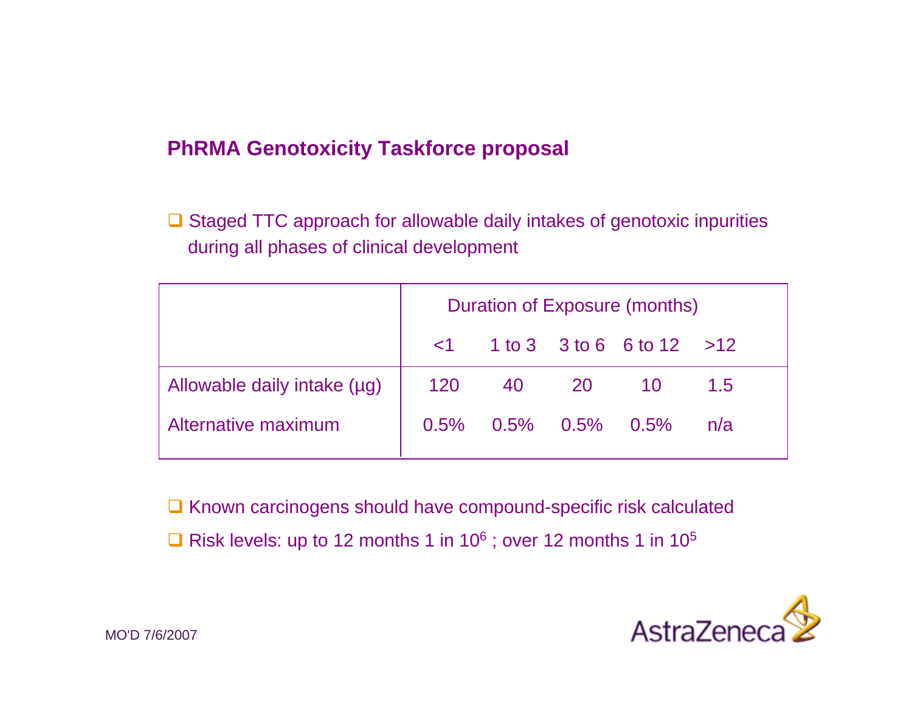## PhRMA Genotoxicity Taskforce proposal

- Staged TTC approach for allowable daily intakes of genotoxic inpurities during all phases of clinical development

| | Duration of Exposure (months) | | | | |
|---|---|---|---|---|---|
| | <1 | 1 to 3 | 3 to 6 | 6 to 12 | >12 |
| Allowable daily intake (µg) | 120 | 40 | 20 | 10 | 1.5 |
| Alternative maximum | 0.5% | 0.5% | 0.5% | 0.5% | n/a |

- Known carcinogens should have compound-specific risk calculated
- Risk levels: up to 12 months 1 in $10^6$ ; over 12 months 1 in $10^5$

MO'D 7/6/2007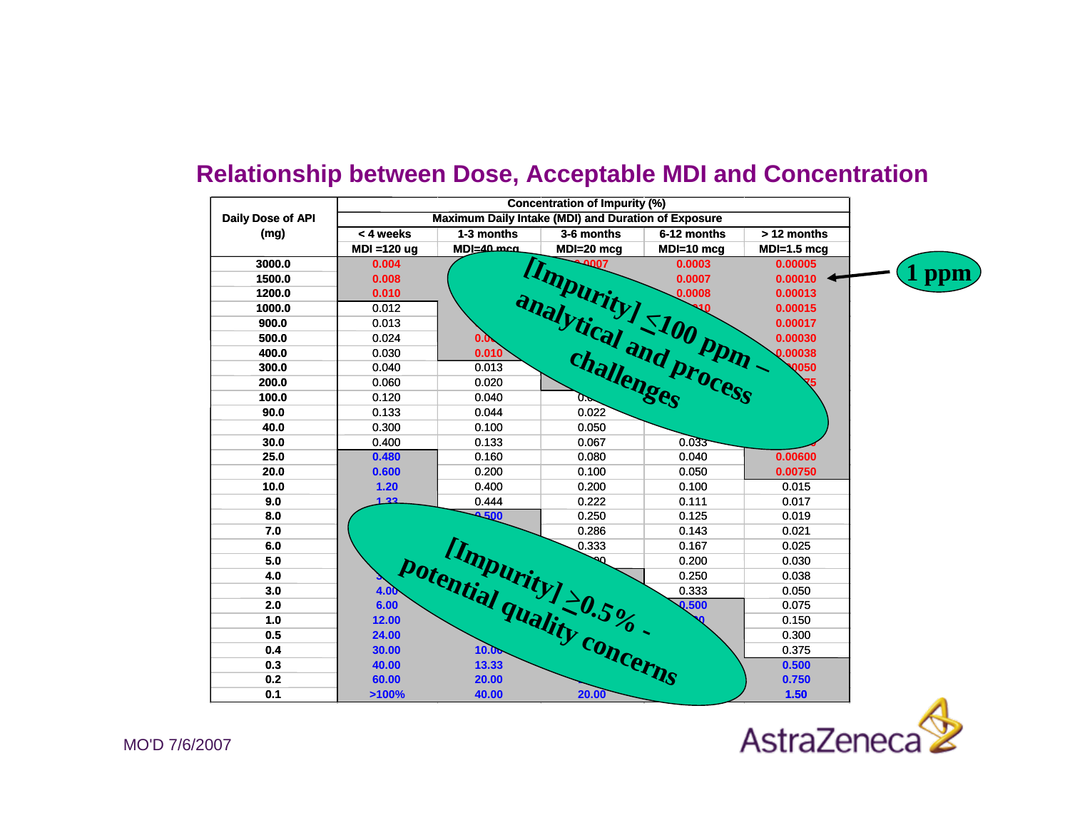# Relationship between Dose, Acceptable MDI and Concentration

| Daily Dose of API (mg) | Concentration of Impurity (%) | | | | |
|---|---|---|---|---|---|
| | Maximum Daily Intake (MDI) and Duration of Exposure | | | | |
| | < 4 weeks | 1-3 months | 3-6 months | 6-12 months | > 12 months |
| | MDI =120 ug | MDI=40 mcg | MDI=20 mcg | MDI=10 mcg | MDI=1.5 mcg |
| 3000.0 | 0.004 | | 0.0007 | 0.0003 | 0.00005 |
| 1500.0 | 0.008 | | | 0.0007 | 0.00010 |
| 1200.0 | 0.010 | | | 0.0008 | 0.00013 |
| 1000.0 | 0.012 | | | 0.0010 | 0.00015 |
| 900.0 | 0.013 | | | | 0.00017 |
| 500.0 | 0.024 | 0.008 | | | 0.00030 |
| 400.0 | 0.030 | 0.010 | | | 0.00038 |
| 300.0 | 0.040 | 0.013 | | | 0.00050 |
| 200.0 | 0.060 | 0.020 | | | 0.00075 |
| 100.0 | 0.120 | 0.040 | 0.020 | | |
| 90.0 | 0.133 | 0.044 | 0.022 | | |
| 40.0 | 0.300 | 0.100 | 0.050 | | |
| 30.0 | 0.400 | 0.133 | 0.067 | 0.033 | |
| 25.0 | 0.480 | 0.160 | 0.080 | 0.040 | 0.00600 |
| 20.0 | 0.600 | 0.200 | 0.100 | 0.050 | 0.00750 |
| 10.0 | 1.20 | 0.400 | 0.200 | 0.100 | 0.015 |
| 9.0 | 1.33 | 0.444 | 0.222 | 0.111 | 0.017 |
| 8.0 | | 0.500 | 0.250 | 0.125 | 0.019 |
| 7.0 | | | 0.286 | 0.143 | 0.021 |
| 6.0 | | | 0.333 | 0.167 | 0.025 |
| 5.0 | | | 0.400 | 0.200 | 0.030 |
| 4.0 | 3.00 | | | 0.250 | 0.038 |
| 3.0 | 4.00 | | | 0.333 | 0.050 |
| 2.0 | 6.00 | | | 0.500 | 0.075 |
| 1.0 | 12.00 | | | 1.00 | 0.150 |
| 0.5 | 24.00 | | | | 0.300 |
| 0.4 | 30.00 | 10.00 | | | 0.375 |
| 0.3 | 40.00 | 13.33 | | | 0.500 |
| 0.2 | 60.00 | 20.00 | | | 0.750 |
| 0.1 | >100% | 40.00 | 20.00 | | 1.50 |

**[Impurity] ≤100 ppm – analytical and process challenges**

**[Impurity] ≥0.5% - potential quality concerns**

**1 ppm**

MO'D 7/6/2007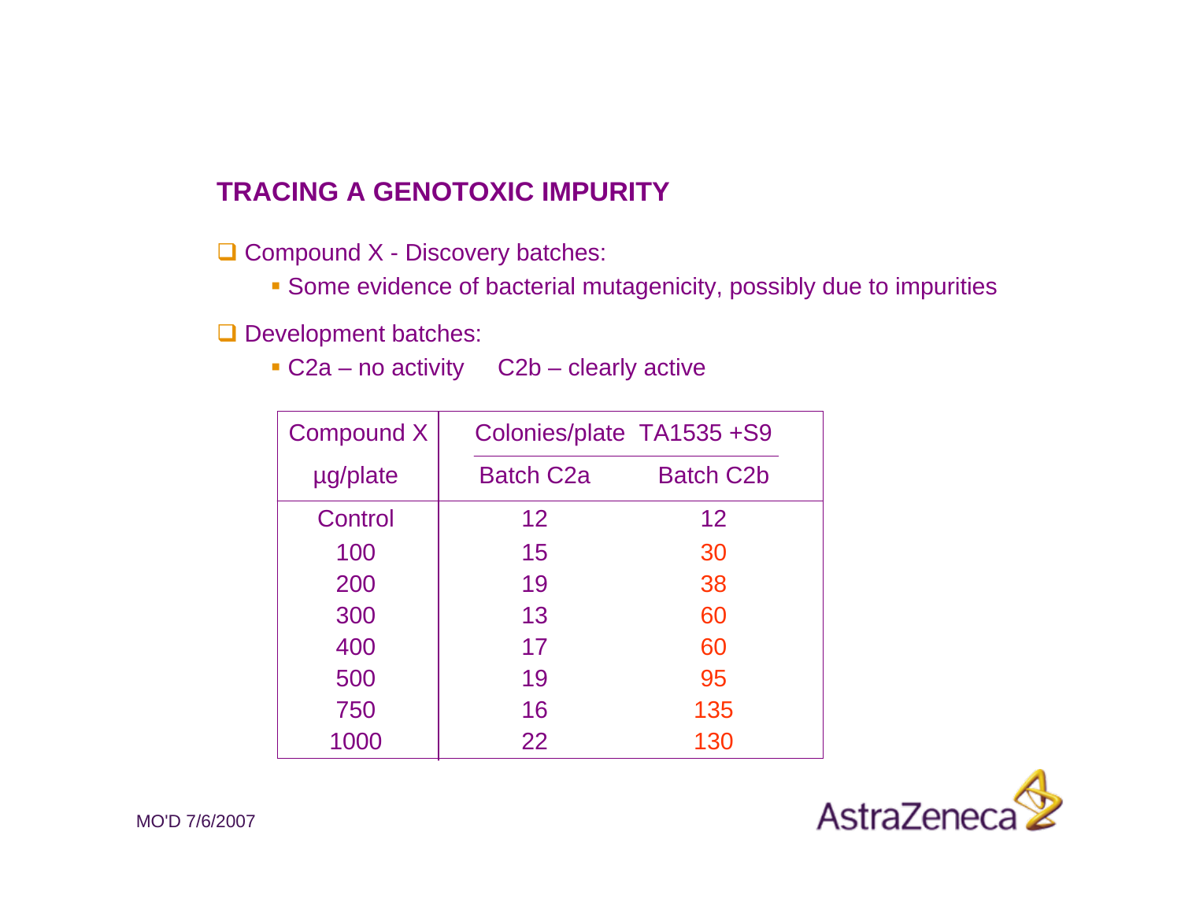## TRACING A GENOTOXIC IMPURITY

- Compound X - Discovery batches:
  - Some evidence of bacterial mutagenicity, possibly due to impurities
- Development batches:
  - C2a – no activity     C2b – clearly active

| Compound X | Colonies/plate TA1535 +S9 | |
|---|---|---|
| µg/plate | Batch C2a | Batch C2b |
| Control | 12 | 12 |
| 100 | 15 | 30 |
| 200 | 19 | 38 |
| 300 | 13 | 60 |
| 400 | 17 | 60 |
| 500 | 19 | 95 |
| 750 | 16 | 135 |
| 1000 | 22 | 130 |

MO'D 7/6/2007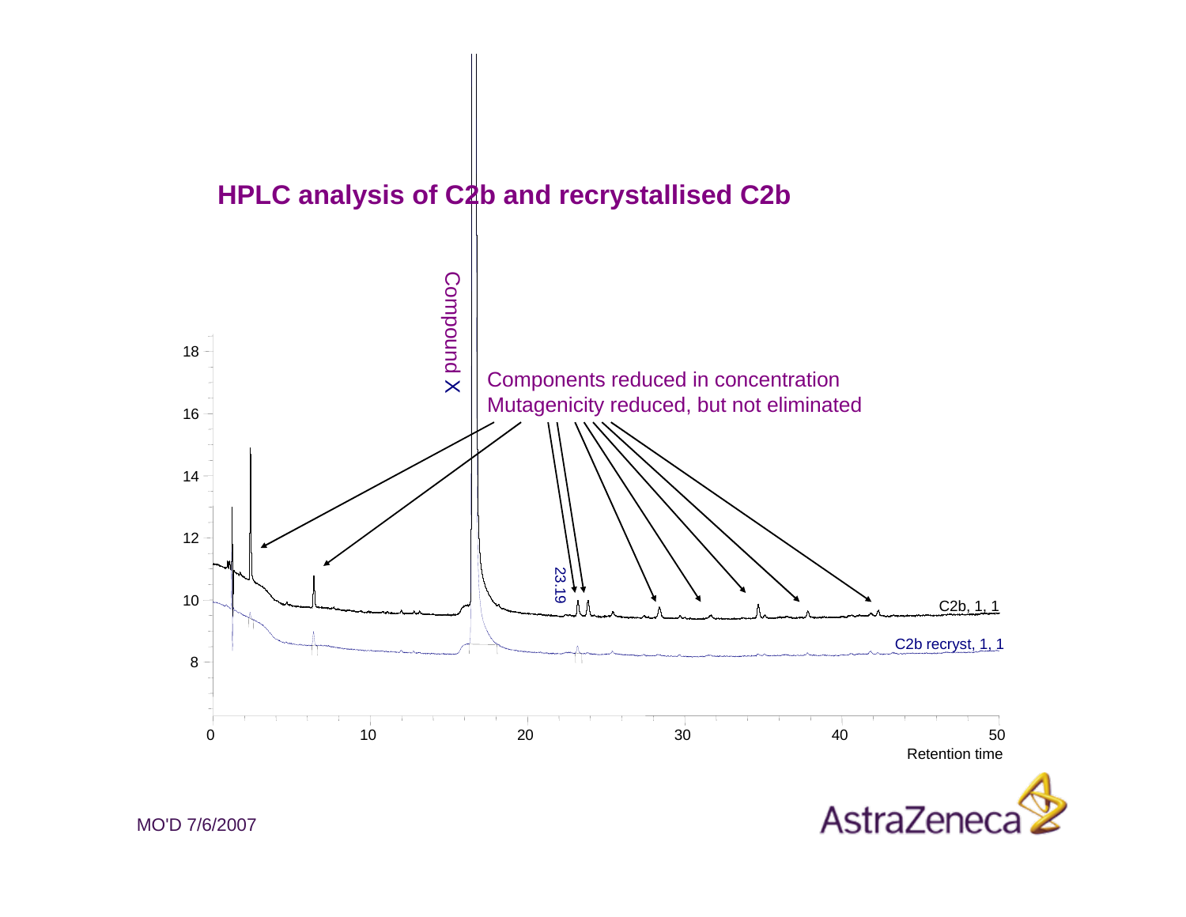# HPLC analysis of C2b and recrystallised C2b

Components reduced in concentration
Mutagenicity reduced, but not eliminated

Compound X

23.19

C2b, 1, 1

C2b recryst, 1, 1

Retention time

MO'D 7/6/2007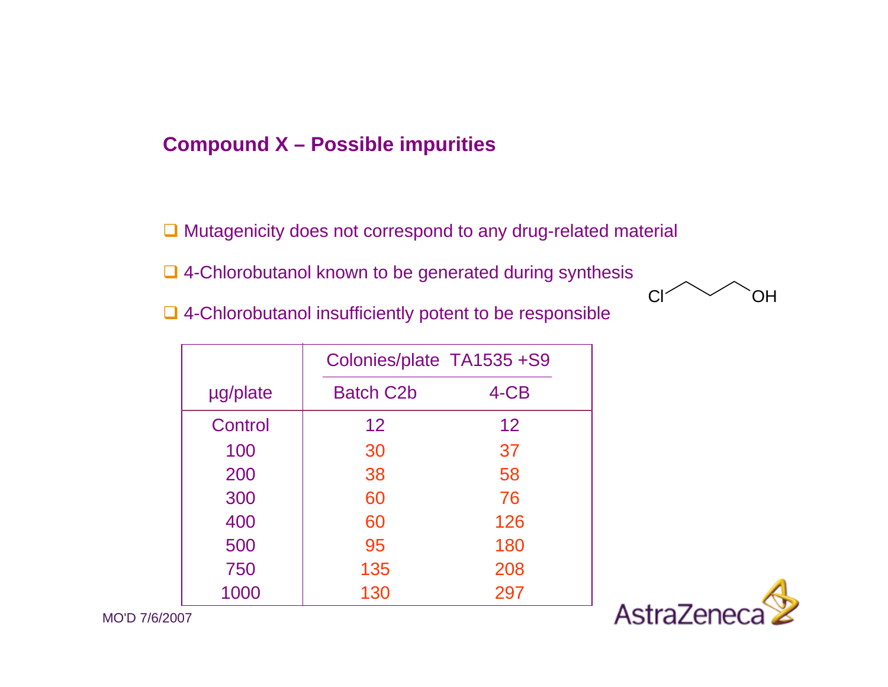## Compound X – Possible impurities

- Mutagenicity does not correspond to any drug-related material
- 4-Chlorobutanol known to be generated during synthesis
- 4-Chlorobutanol insufficiently potent to be responsible

Cl–CH2CH2CH2CH2–OH

| | Colonies/plate TA1535 +S9 | |
|---|---|---|
| µg/plate | Batch C2b | 4-CB |
| Control | 12 | 12 |
| 100 | 30 | 37 |
| 200 | 38 | 58 |
| 300 | 60 | 76 |
| 400 | 60 | 126 |
| 500 | 95 | 180 |
| 750 | 135 | 208 |
| 1000 | 130 | 297 |

MO'D 7/6/2007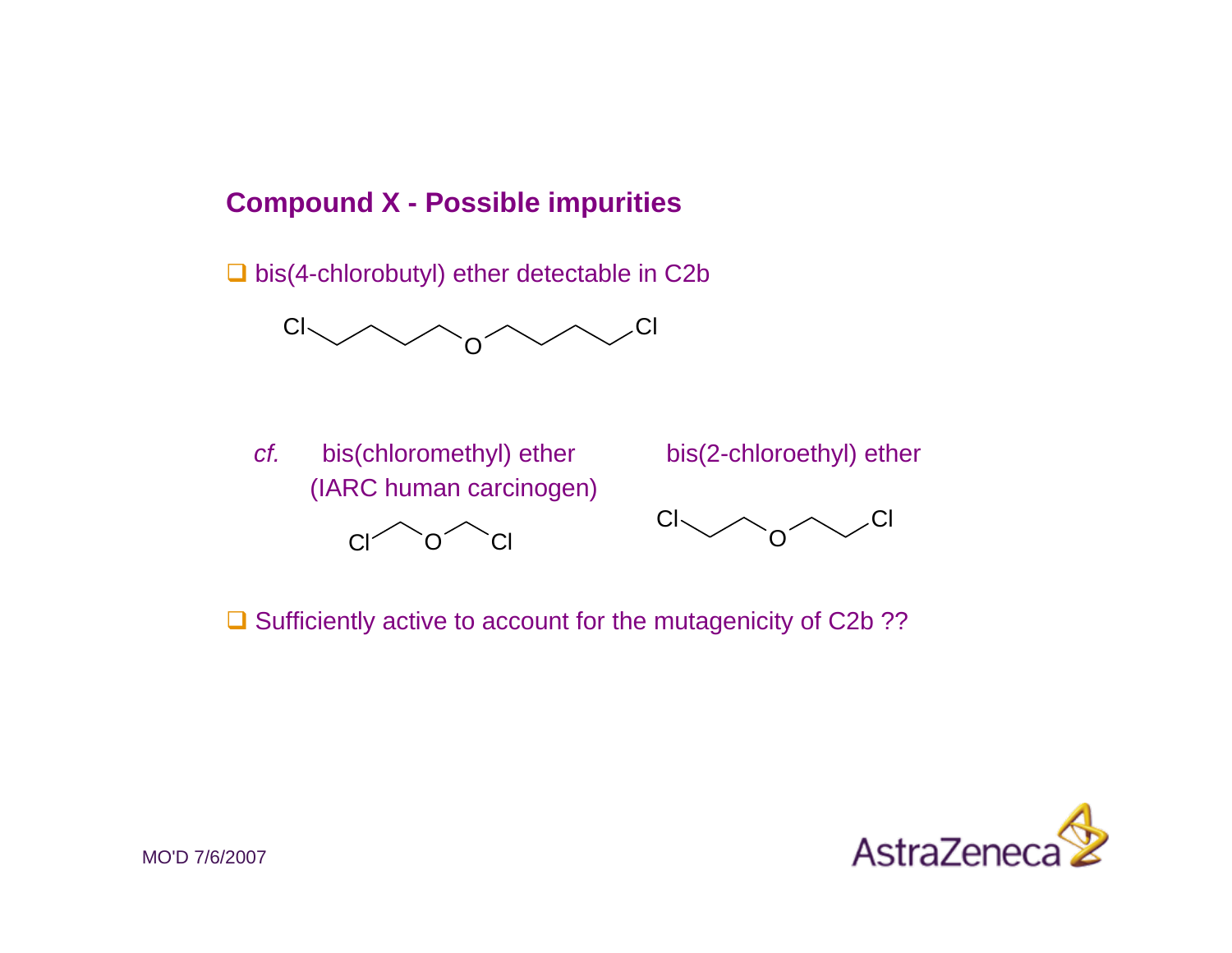## Compound X - Possible impurities

- bis(4-chlorobutyl) ether detectable in C2b

Cl O Cl

*cf.* bis(chloromethyl) ether (IARC human carcinogen)

Cl O Cl

bis(2-chloroethyl) ether

Cl O Cl

- Sufficiently active to account for the mutagenicity of C2b ??

MO'D 7/6/2007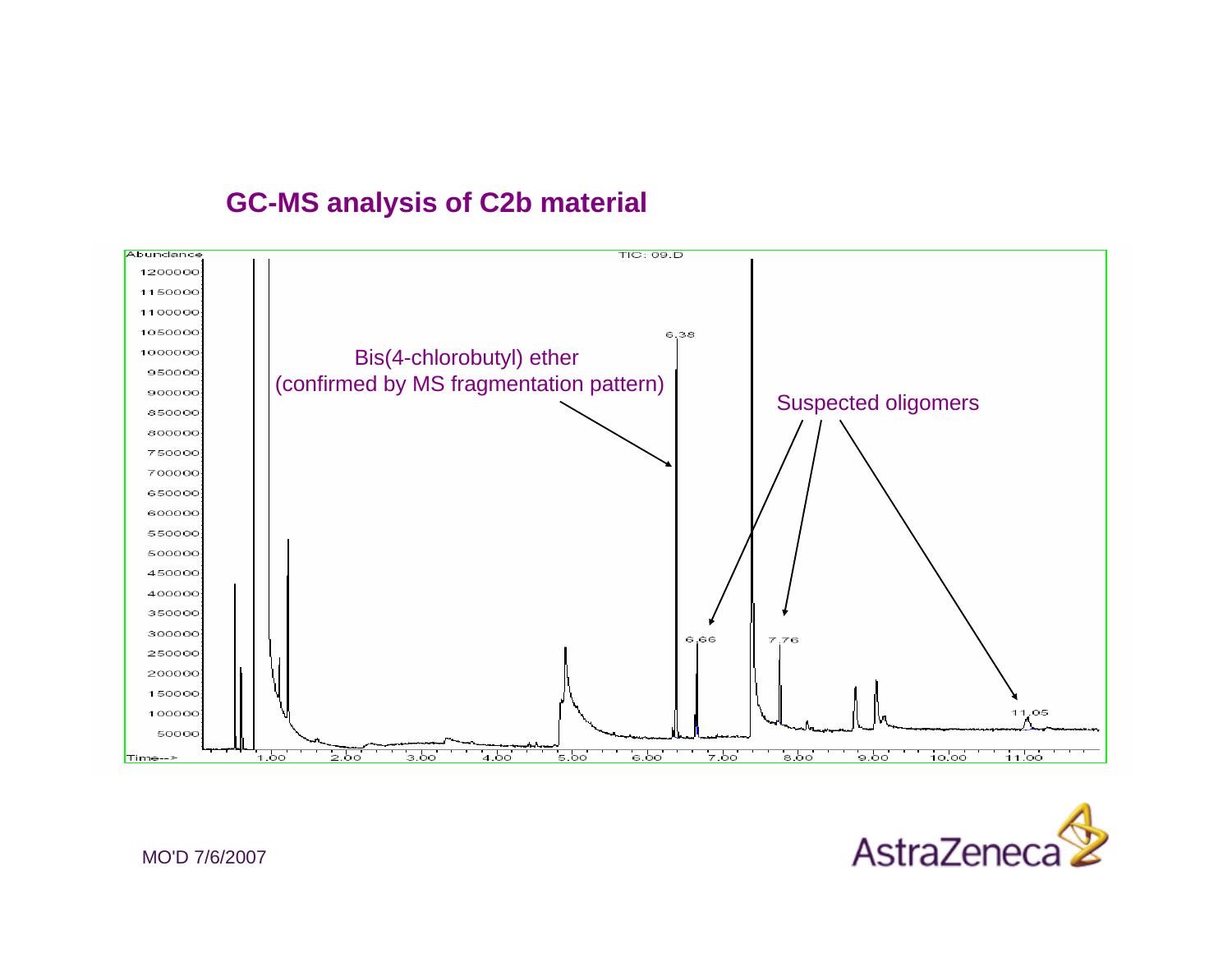## GC-MS analysis of C2b material

Bis(4-chlorobutyl) ether (confirmed by MS fragmentation pattern)

Suspected oligomers

MO'D 7/6/2007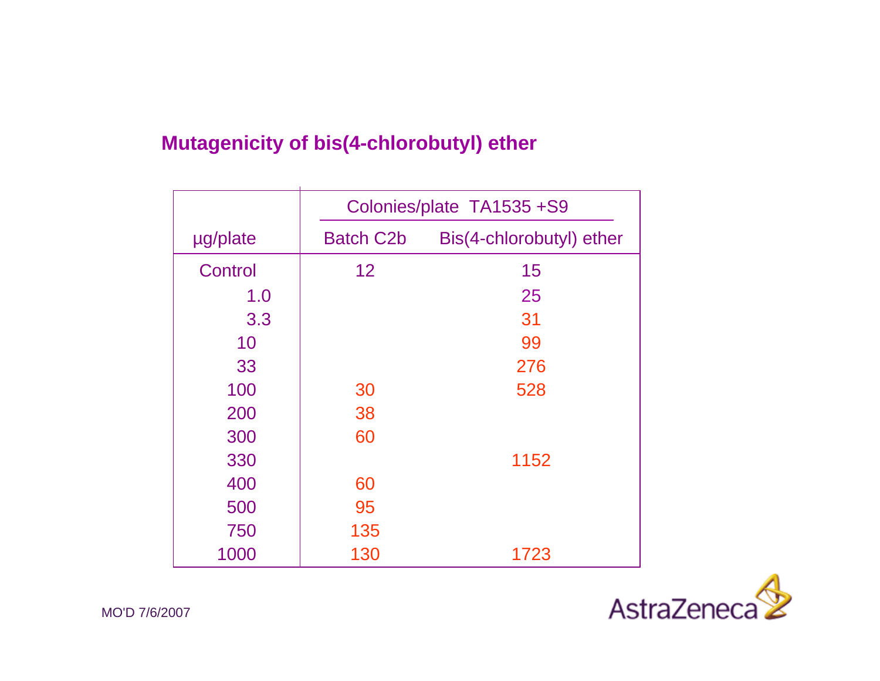## Mutagenicity of bis(4-chlorobutyl) ether

| | Colonies/plate TA1535 +S9 | |
|---|---|---|
| µg/plate | Batch C2b | Bis(4-chlorobutyl) ether |
| Control | 12 | 15 |
| 1.0 | | 25 |
| 3.3 | | 31 |
| 10 | | 99 |
| 33 | | 276 |
| 100 | 30 | 528 |
| 200 | 38 | |
| 300 | 60 | |
| 330 | | 1152 |
| 400 | 60 | |
| 500 | 95 | |
| 750 | 135 | |
| 1000 | 130 | 1723 |

MO'D 7/6/2007

AstraZeneca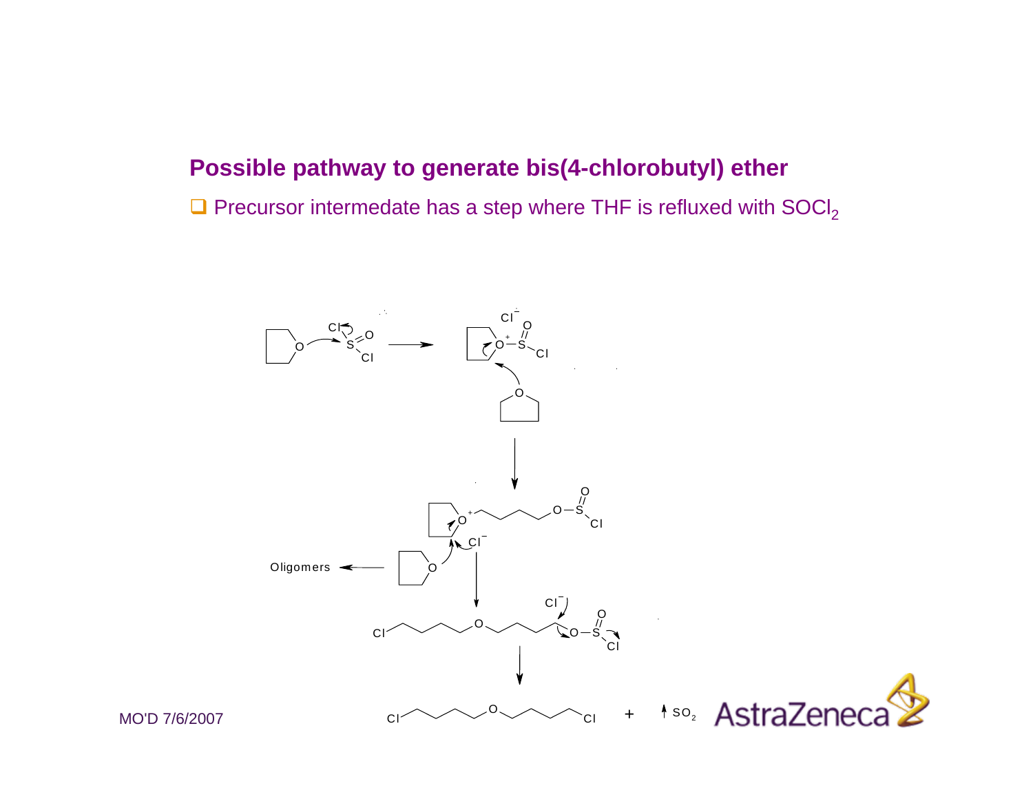## Possible pathway to generate bis(4-chlorobutyl) ether

- Precursor intermedate has a step where THF is refluxed with $SOCl_2$

Oligomers

Cl–(CH2)4–O–(CH2)4–Cl + ↑ $SO_2$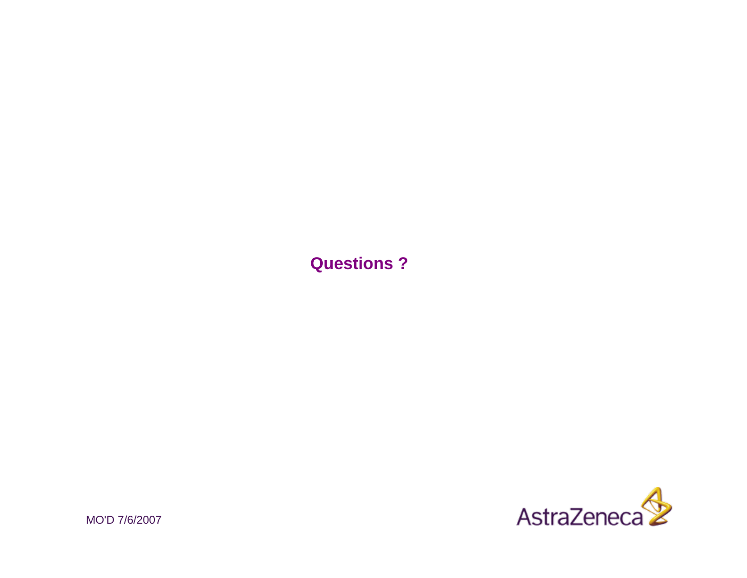**Questions ?**